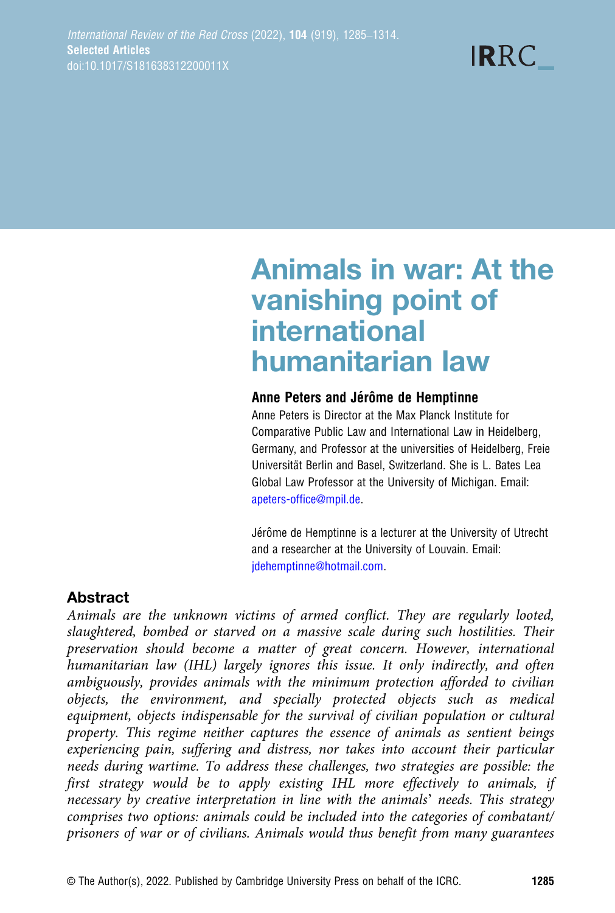# Animals in war: At the vanishing point of international humanitarian law

**Anne Peters and Jérôme de Hemptinne**

Anne Peters is Director at the Max Planck Institute for Comparative Public Law and International Law in Heidelberg, Germany, and Professor at the universities of Heidelberg, Freie Universität Berlin and Basel, Switzerland. She is L. Bates Lea Global Law Professor at the University of Michigan. Email: apeters-office@mpil.de.

Jérôme de Hemptinne is a lecturer at the University of Utrecht and a researcher at the University of Louvain. Email: jdehemptinne@hotmail.com.

## Abstract

*Animals are the unknown victims of armed conflict. They are regularly looted, slaughtered, bombed or starved on a massive scale during such hostilities. Their preservation should become a matter of great concern. However, international humanitarian law (IHL) largely ignores this issue. It only indirectly, and often ambiguously, provides animals with the minimum protection afforded to civilian objects, the environment, and specially protected objects such as medical equipment, objects indispensable for the survival of civilian population or cultural property. This regime neither captures the essence of animals as sentient beings experiencing pain, suffering and distress, nor takes into account their particular needs during wartime. To address these challenges, two strategies are possible: the first strategy would be to apply existing IHL more effectively to animals, if necessary by creative interpretation in line with the animals' needs. This strategy comprises two options: animals could be included into the categories of combatant/prisoners of war or of civilians. Animals would thus benefit from many guarantees*

© The Author(s), 2022. Published by Cambridge University Press on behalf of the ICRC.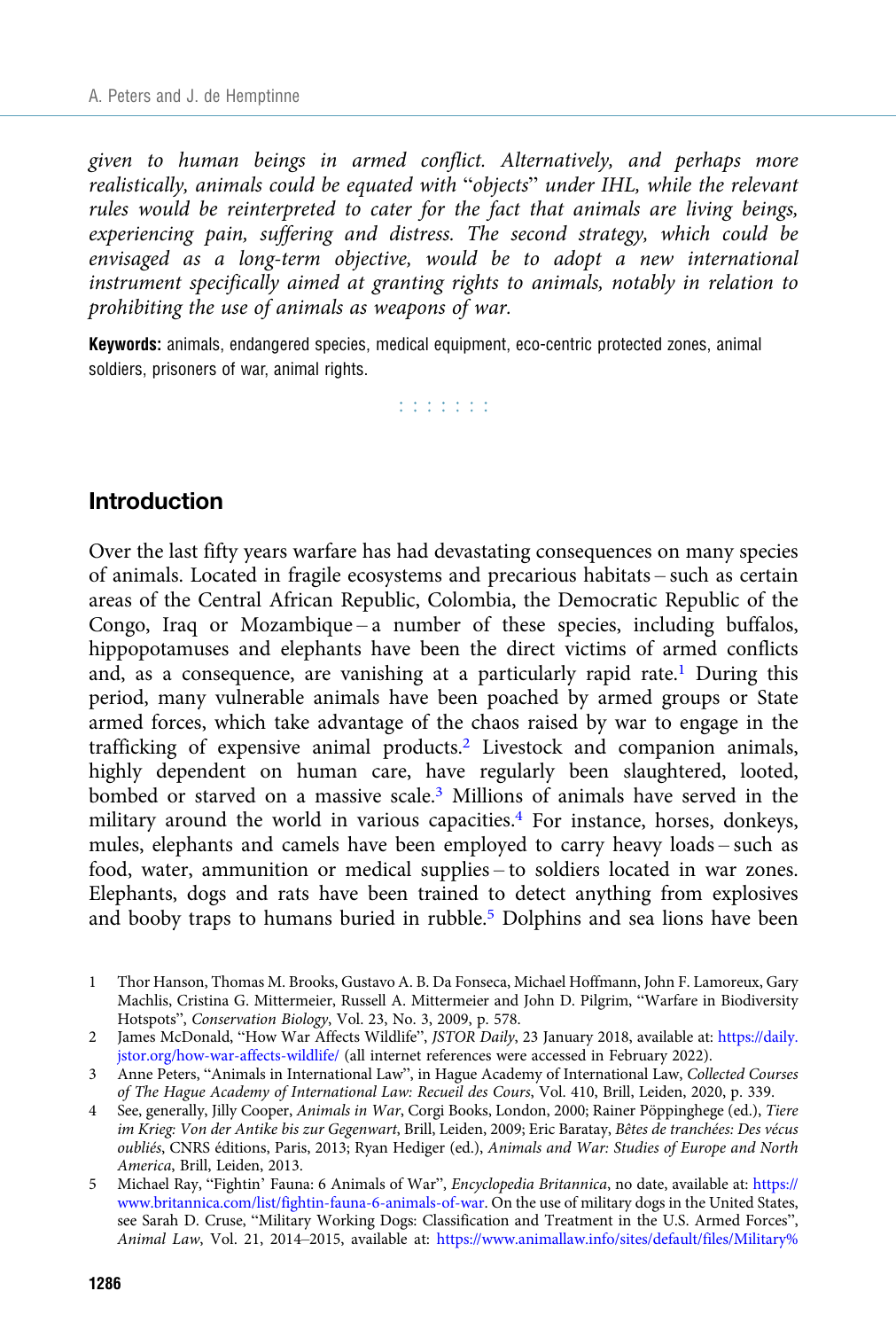*given to human beings in armed conflict. Alternatively, and perhaps more realistically, animals could be equated with "objects" under IHL, while the relevant rules would be reinterpreted to cater for the fact that animals are living beings, experiencing pain, suffering and distress. The second strategy, which could be envisaged as a long-term objective, would be to adopt a new international instrument specifically aimed at granting rights to animals, notably in relation to prohibiting the use of animals as weapons of war.*

**Keywords:** animals, endangered species, medical equipment, eco-centric protected zones, animal soldiers, prisoners of war, animal rights.

## Introduction

Over the last fifty years warfare has had devastating consequences on many species of animals. Located in fragile ecosystems and precarious habitats – such as certain areas of the Central African Republic, Colombia, the Democratic Republic of the Congo, Iraq or Mozambique – a number of these species, including buffalos, hippopotamuses and elephants have been the direct victims of armed conflicts and, as a consequence, are vanishing at a particularly rapid rate.[1] During this period, many vulnerable animals have been poached by armed groups or State armed forces, which take advantage of the chaos raised by war to engage in the trafficking of expensive animal products.[2] Livestock and companion animals, highly dependent on human care, have regularly been slaughtered, looted, bombed or starved on a massive scale.[3] Millions of animals have served in the military around the world in various capacities.[4] For instance, horses, donkeys, mules, elephants and camels have been employed to carry heavy loads – such as food, water, ammunition or medical supplies – to soldiers located in war zones. Elephants, dogs and rats have been trained to detect anything from explosives and booby traps to humans buried in rubble.[5] Dolphins and sea lions have been

1 Thor Hanson, Thomas M. Brooks, Gustavo A. B. Da Fonseca, Michael Hoffmann, John F. Lamoreux, Gary Machlis, Cristina G. Mittermeier, Russell A. Mittermeier and John D. Pilgrim, "Warfare in Biodiversity Hotspots", *Conservation Biology*, Vol. 23, No. 3, 2009, p. 578.

2 James McDonald, "How War Affects Wildlife", *JSTOR Daily*, 23 January 2018, available at: https://daily.jstor.org/how-war-affects-wildlife/ (all internet references were accessed in February 2022).

3 Anne Peters, "Animals in International Law", in Hague Academy of International Law, *Collected Courses of The Hague Academy of International Law: Recueil des Cours*, Vol. 410, Brill, Leiden, 2020, p. 339.

4 See, generally, Jilly Cooper, *Animals in War*, Corgi Books, London, 2000; Rainer Pöppinghege (ed.), *Tiere im Krieg: Von der Antike bis zur Gegenwart*, Brill, Leiden, 2009; Eric Baratay, *Bêtes de tranchées: Des vécus oubliés*, CNRS éditions, Paris, 2013; Ryan Hediger (ed.), *Animals and War: Studies of Europe and North America*, Brill, Leiden, 2013.

5 Michael Ray, "Fightin' Fauna: 6 Animals of War", *Encyclopedia Britannica*, no date, available at: https://www.britannica.com/list/fightin-fauna-6-animals-of-war. On the use of military dogs in the United States, see Sarah D. Cruse, "Military Working Dogs: Classification and Treatment in the U.S. Armed Forces", *Animal Law*, Vol. 21, 2014–2015, available at: https://www.animallaw.info/sites/default/files/Military%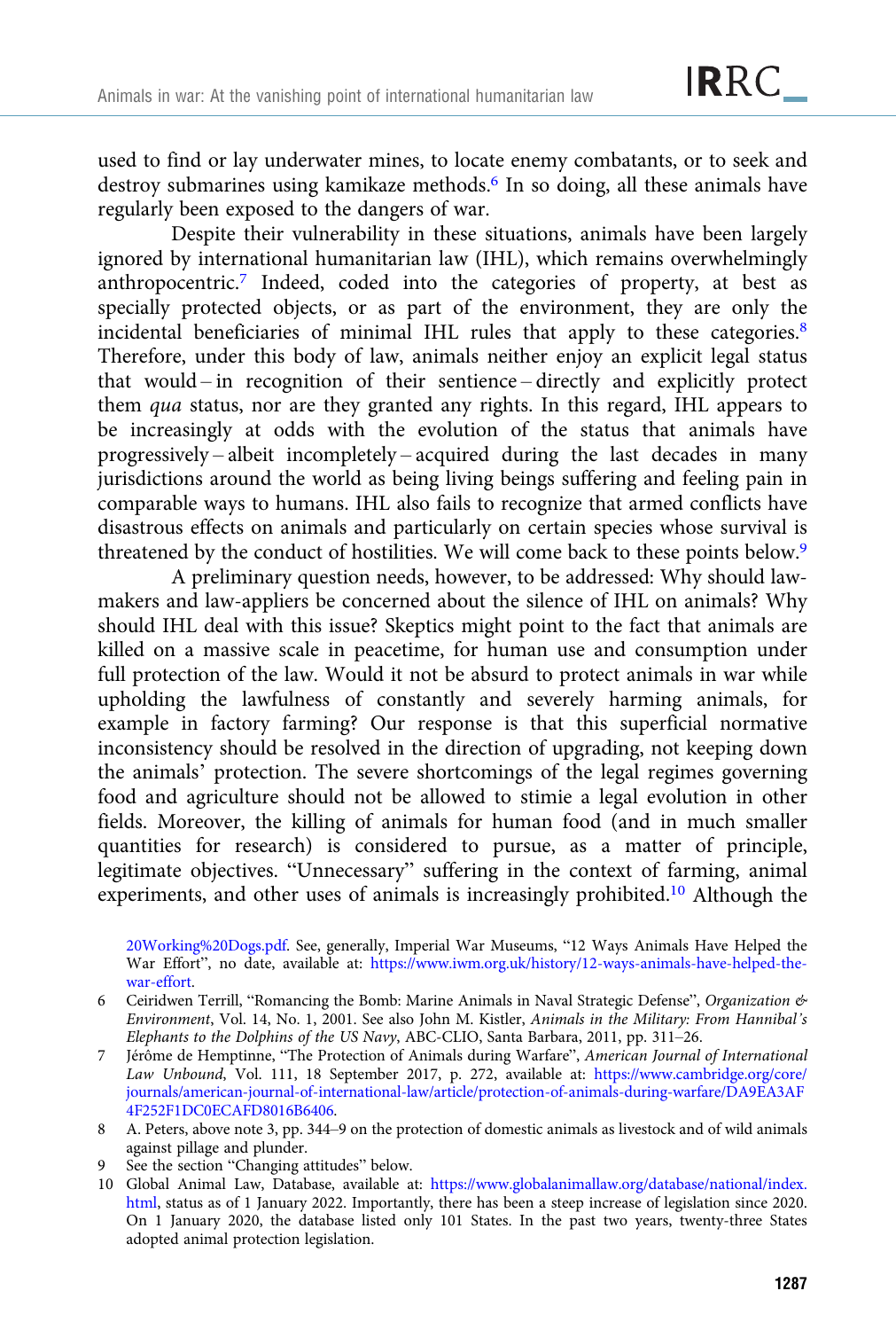used to find or lay underwater mines, to locate enemy combatants, or to seek and destroy submarines using kamikaze methods.[6] In so doing, all these animals have regularly been exposed to the dangers of war.

Despite their vulnerability in these situations, animals have been largely ignored by international humanitarian law (IHL), which remains overwhelmingly anthropocentric.[7] Indeed, coded into the categories of property, at best as specially protected objects, or as part of the environment, they are only the incidental beneficiaries of minimal IHL rules that apply to these categories.[8] Therefore, under this body of law, animals neither enjoy an explicit legal status that would – in recognition of their sentience – directly and explicitly protect them *qua* status, nor are they granted any rights. In this regard, IHL appears to be increasingly at odds with the evolution of the status that animals have progressively – albeit incompletely – acquired during the last decades in many jurisdictions around the world as being living beings suffering and feeling pain in comparable ways to humans. IHL also fails to recognize that armed conflicts have disastrous effects on animals and particularly on certain species whose survival is threatened by the conduct of hostilities. We will come back to these points below.[9]

A preliminary question needs, however, to be addressed: Why should law-makers and law-appliers be concerned about the silence of IHL on animals? Why should IHL deal with this issue? Skeptics might point to the fact that animals are killed on a massive scale in peacetime, for human use and consumption under full protection of the law. Would it not be absurd to protect animals in war while upholding the lawfulness of constantly and severely harming animals, for example in factory farming? Our response is that this superficial normative inconsistency should be resolved in the direction of upgrading, not keeping down the animals' protection. The severe shortcomings of the legal regimes governing food and agriculture should not be allowed to stimie a legal evolution in other fields. Moreover, the killing of animals for human food (and in much smaller quantities for research) is considered to pursue, as a matter of principle, legitimate objectives. "Unnecessary" suffering in the context of farming, animal experiments, and other uses of animals is increasingly prohibited.[10] Although the

20Working%20Dogs.pdf. See, generally, Imperial War Museums, "12 Ways Animals Have Helped the War Effort", no date, available at: https://www.iwm.org.uk/history/12-ways-animals-have-helped-the-war-effort.

6 Ceiridwen Terrill, "Romancing the Bomb: Marine Animals in Naval Strategic Defense", *Organization & Environment*, Vol. 14, No. 1, 2001. See also John M. Kistler, *Animals in the Military: From Hannibal's Elephants to the Dolphins of the US Navy*, ABC-CLIO, Santa Barbara, 2011, pp. 311–26.

7 Jérôme de Hemptinne, "The Protection of Animals during Warfare", *American Journal of International Law Unbound*, Vol. 111, 18 September 2017, p. 272, available at: https://www.cambridge.org/core/journals/american-journal-of-international-law/article/protection-of-animals-during-warfare/DA9EA3AF4F252F1DC0ECAFD8016B6406.

8 A. Peters, above note 3, pp. 344–9 on the protection of domestic animals as livestock and of wild animals against pillage and plunder.

9 See the section "Changing attitudes" below.

10 Global Animal Law, Database, available at: https://www.globalanimallaw.org/database/national/index.html, status as of 1 January 2022. Importantly, there has been a steep increase of legislation since 2020. On 1 January 2020, the database listed only 101 States. In the past two years, twenty-three States adopted animal protection legislation.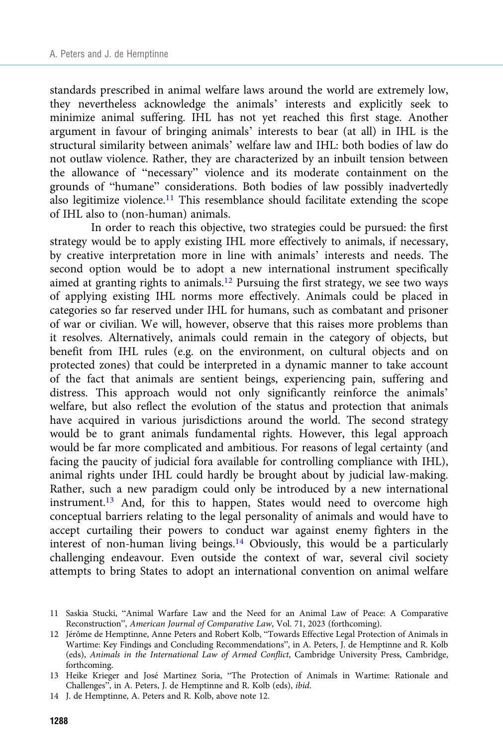standards prescribed in animal welfare laws around the world are extremely low, they nevertheless acknowledge the animals' interests and explicitly seek to minimize animal suffering. IHL has not yet reached this first stage. Another argument in favour of bringing animals' interests to bear (at all) in IHL is the structural similarity between animals' welfare law and IHL: both bodies of law do not outlaw violence. Rather, they are characterized by an inbuilt tension between the allowance of "necessary" violence and its moderate containment on the grounds of "humane" considerations. Both bodies of law possibly inadvertedly also legitimize violence.[11] This resemblance should facilitate extending the scope of IHL also to (non-human) animals.

In order to reach this objective, two strategies could be pursued: the first strategy would be to apply existing IHL more effectively to animals, if necessary, by creative interpretation more in line with animals' interests and needs. The second option would be to adopt a new international instrument specifically aimed at granting rights to animals.[12] Pursuing the first strategy, we see two ways of applying existing IHL norms more effectively. Animals could be placed in categories so far reserved under IHL for humans, such as combatant and prisoner of war or civilian. We will, however, observe that this raises more problems than it resolves. Alternatively, animals could remain in the category of objects, but benefit from IHL rules (e.g. on the environment, on cultural objects and on protected zones) that could be interpreted in a dynamic manner to take account of the fact that animals are sentient beings, experiencing pain, suffering and distress. This approach would not only significantly reinforce the animals' welfare, but also reflect the evolution of the status and protection that animals have acquired in various jurisdictions around the world. The second strategy would be to grant animals fundamental rights. However, this legal approach would be far more complicated and ambitious. For reasons of legal certainty (and facing the paucity of judicial fora available for controlling compliance with IHL), animal rights under IHL could hardly be brought about by judicial law-making. Rather, such a new paradigm could only be introduced by a new international instrument.[13] And, for this to happen, States would need to overcome high conceptual barriers relating to the legal personality of animals and would have to accept curtailing their powers to conduct war against enemy fighters in the interest of non-human living beings.[14] Obviously, this would be a particularly challenging endeavour. Even outside the context of war, several civil society attempts to bring States to adopt an international convention on animal welfare

---

11 Saskia Stucki, "Animal Warfare Law and the Need for an Animal Law of Peace: A Comparative Reconstruction", *American Journal of Comparative Law*, Vol. 71, 2023 (forthcoming).

12 Jérôme de Hemptinne, Anne Peters and Robert Kolb, "Towards Effective Legal Protection of Animals in Wartime: Key Findings and Concluding Recommendations", in A. Peters, J. de Hemptinne and R. Kolb (eds), *Animals in the International Law of Armed Conflict*, Cambridge University Press, Cambridge, forthcoming.

13 Heike Krieger and José Martinez Soria, "The Protection of Animals in Wartime: Rationale and Challenges", in A. Peters, J. de Hemptinne and R. Kolb (eds), *ibid.*

14 J. de Hemptinne, A. Peters and R. Kolb, above note 12.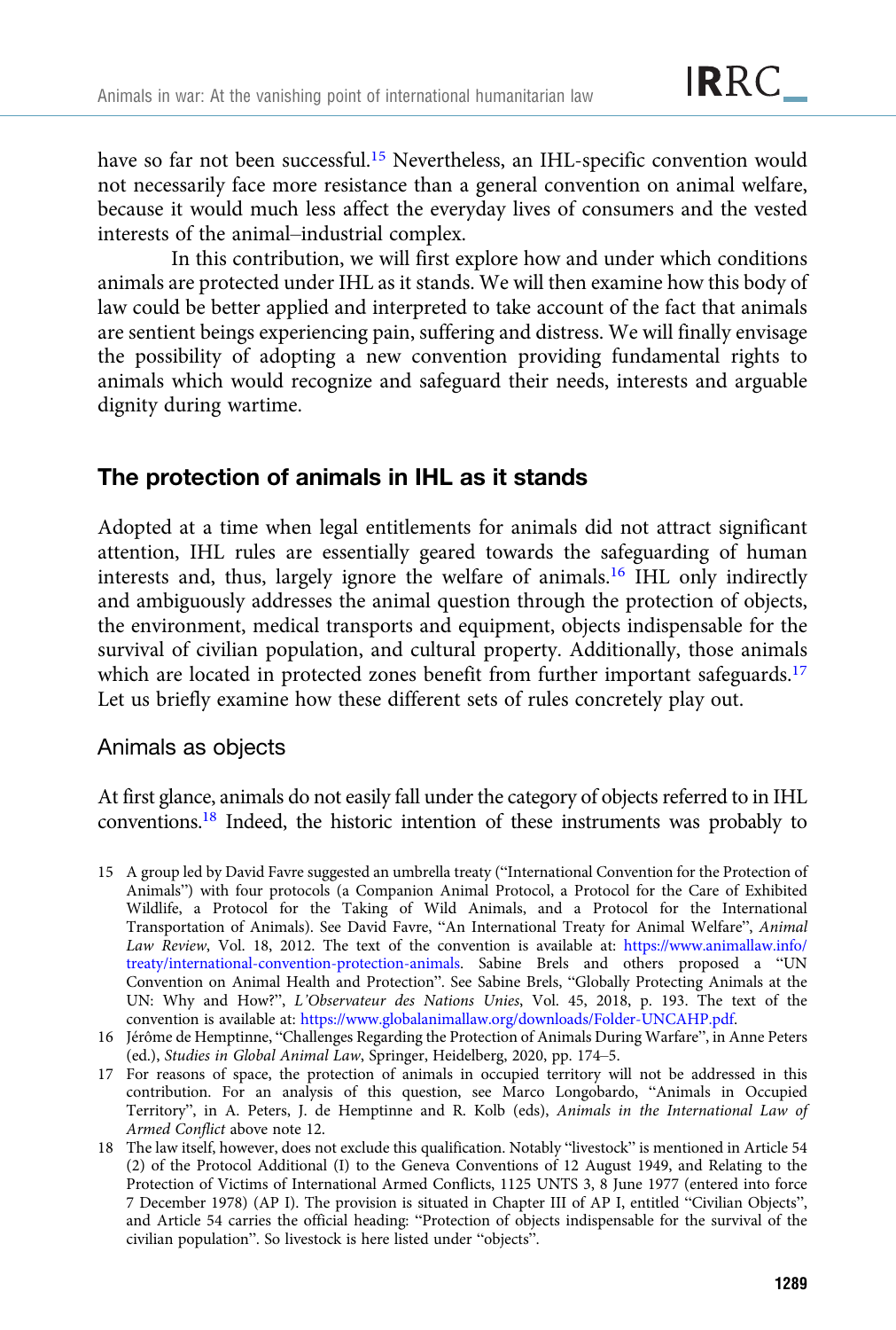have so far not been successful.[15] Nevertheless, an IHL-specific convention would not necessarily face more resistance than a general convention on animal welfare, because it would much less affect the everyday lives of consumers and the vested interests of the animal–industrial complex.

In this contribution, we will first explore how and under which conditions animals are protected under IHL as it stands. We will then examine how this body of law could be better applied and interpreted to take account of the fact that animals are sentient beings experiencing pain, suffering and distress. We will finally envisage the possibility of adopting a new convention providing fundamental rights to animals which would recognize and safeguard their needs, interests and arguable dignity during wartime.

## The protection of animals in IHL as it stands

Adopted at a time when legal entitlements for animals did not attract significant attention, IHL rules are essentially geared towards the safeguarding of human interests and, thus, largely ignore the welfare of animals.[16] IHL only indirectly and ambiguously addresses the animal question through the protection of objects, the environment, medical transports and equipment, objects indispensable for the survival of civilian population, and cultural property. Additionally, those animals which are located in protected zones benefit from further important safeguards.[17] Let us briefly examine how these different sets of rules concretely play out.

### Animals as objects

At first glance, animals do not easily fall under the category of objects referred to in IHL conventions.[18] Indeed, the historic intention of these instruments was probably to

15 A group led by David Favre suggested an umbrella treaty ("International Convention for the Protection of Animals") with four protocols (a Companion Animal Protocol, a Protocol for the Care of Exhibited Wildlife, a Protocol for the Taking of Wild Animals, and a Protocol for the International Transportation of Animals). See David Favre, "An International Treaty for Animal Welfare", *Animal Law Review*, Vol. 18, 2012. The text of the convention is available at: https://www.animallaw.info/treaty/international-convention-protection-animals. Sabine Brels and others proposed a "UN Convention on Animal Health and Protection". See Sabine Brels, "Globally Protecting Animals at the UN: Why and How?", *L'Observateur des Nations Unies*, Vol. 45, 2018, p. 193. The text of the convention is available at: https://www.globalanimallaw.org/downloads/Folder-UNCAHP.pdf.

16 Jérôme de Hemptinne, "Challenges Regarding the Protection of Animals During Warfare", in Anne Peters (ed.), *Studies in Global Animal Law*, Springer, Heidelberg, 2020, pp. 174–5.

17 For reasons of space, the protection of animals in occupied territory will not be addressed in this contribution. For an analysis of this question, see Marco Longobardo, "Animals in Occupied Territory", in A. Peters, J. de Hemptinne and R. Kolb (eds), *Animals in the International Law of Armed Conflict* above note 12.

18 The law itself, however, does not exclude this qualification. Notably "livestock" is mentioned in Article 54 (2) of the Protocol Additional (I) to the Geneva Conventions of 12 August 1949, and Relating to the Protection of Victims of International Armed Conflicts, 1125 UNTS 3, 8 June 1977 (entered into force 7 December 1978) (AP I). The provision is situated in Chapter III of AP I, entitled "Civilian Objects", and Article 54 carries the official heading: "Protection of objects indispensable for the survival of the civilian population". So livestock is here listed under "objects".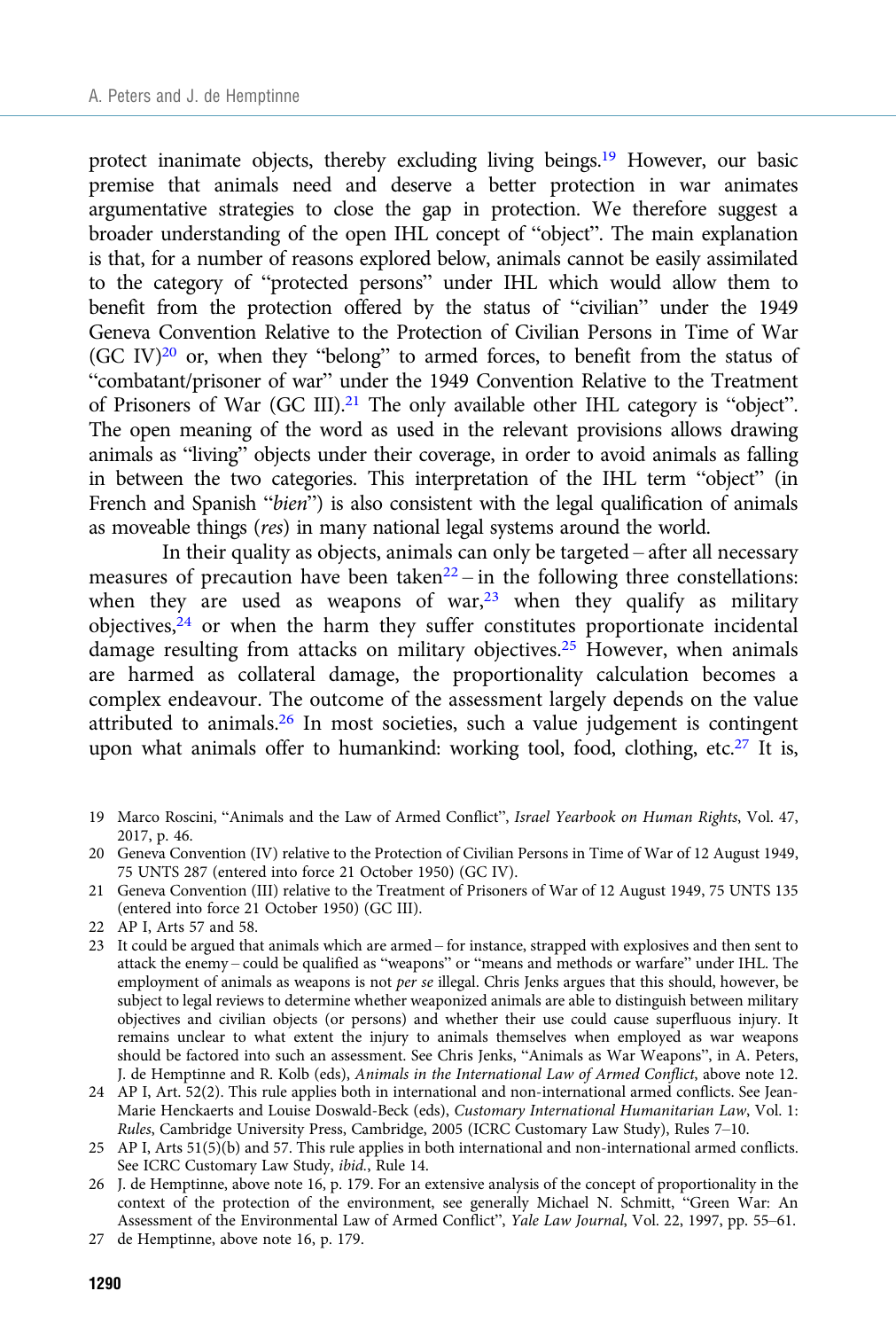protect inanimate objects, thereby excluding living beings.[19] However, our basic premise that animals need and deserve a better protection in war animates argumentative strategies to close the gap in protection. We therefore suggest a broader understanding of the open IHL concept of "object". The main explanation is that, for a number of reasons explored below, animals cannot be easily assimilated to the category of "protected persons" under IHL which would allow them to benefit from the protection offered by the status of "civilian" under the 1949 Geneva Convention Relative to the Protection of Civilian Persons in Time of War (GC IV)[20] or, when they "belong" to armed forces, to benefit from the status of "combatant/prisoner of war" under the 1949 Convention Relative to the Treatment of Prisoners of War (GC III).[21] The only available other IHL category is "object". The open meaning of the word as used in the relevant provisions allows drawing animals as "living" objects under their coverage, in order to avoid animals as falling in between the two categories. This interpretation of the IHL term "object" (in French and Spanish "*bien*") is also consistent with the legal qualification of animals as moveable things (*res*) in many national legal systems around the world.

In their quality as objects, animals can only be targeted – after all necessary measures of precaution have been taken[22] – in the following three constellations: when they are used as weapons of war,[23] when they qualify as military objectives,[24] or when the harm they suffer constitutes proportionate incidental damage resulting from attacks on military objectives.[25] However, when animals are harmed as collateral damage, the proportionality calculation becomes a complex endeavour. The outcome of the assessment largely depends on the value attributed to animals.[26] In most societies, such a value judgement is contingent upon what animals offer to humankind: working tool, food, clothing, etc.[27] It is,

19 Marco Roscini, "Animals and the Law of Armed Conflict", *Israel Yearbook on Human Rights*, Vol. 47, 2017, p. 46.

20 Geneva Convention (IV) relative to the Protection of Civilian Persons in Time of War of 12 August 1949, 75 UNTS 287 (entered into force 21 October 1950) (GC IV).

21 Geneva Convention (III) relative to the Treatment of Prisoners of War of 12 August 1949, 75 UNTS 135 (entered into force 21 October 1950) (GC III).

22 AP I, Arts 57 and 58.

23 It could be argued that animals which are armed – for instance, strapped with explosives and then sent to attack the enemy – could be qualified as "weapons" or "means and methods or warfare" under IHL. The employment of animals as weapons is not *per se* illegal. Chris Jenks argues that this should, however, be subject to legal reviews to determine whether weaponized animals are able to distinguish between military objectives and civilian objects (or persons) and whether their use could cause superfluous injury. It remains unclear to what extent the injury to animals themselves when employed as war weapons should be factored into such an assessment. See Chris Jenks, "Animals as War Weapons", in A. Peters, J. de Hemptinne and R. Kolb (eds), *Animals in the International Law of Armed Conflict*, above note 12.

24 AP I, Art. 52(2). This rule applies both in international and non-international armed conflicts. See Jean-Marie Henckaerts and Louise Doswald-Beck (eds), *Customary International Humanitarian Law*, Vol. 1: *Rules*, Cambridge University Press, Cambridge, 2005 (ICRC Customary Law Study), Rules 7–10.

25 AP I, Arts 51(5)(b) and 57. This rule applies in both international and non-international armed conflicts. See ICRC Customary Law Study, *ibid.*, Rule 14.

26 J. de Hemptinne, above note 16, p. 179. For an extensive analysis of the concept of proportionality in the context of the protection of the environment, see generally Michael N. Schmitt, "Green War: An Assessment of the Environmental Law of Armed Conflict", *Yale Law Journal*, Vol. 22, 1997, pp. 55–61.

27 de Hemptinne, above note 16, p. 179.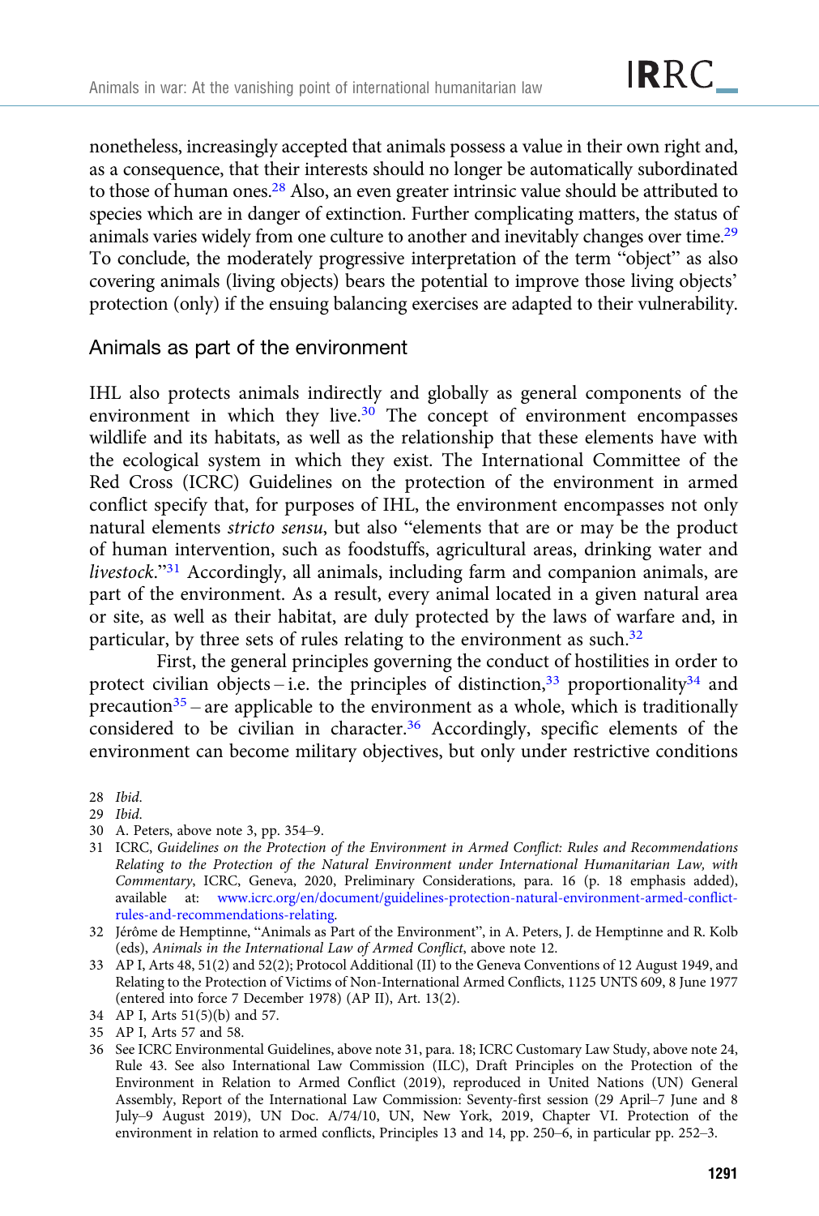nonetheless, increasingly accepted that animals possess a value in their own right and, as a consequence, that their interests should no longer be automatically subordinated to those of human ones.[28] Also, an even greater intrinsic value should be attributed to species which are in danger of extinction. Further complicating matters, the status of animals varies widely from one culture to another and inevitably changes over time.[29] To conclude, the moderately progressive interpretation of the term "object" as also covering animals (living objects) bears the potential to improve those living objects' protection (only) if the ensuing balancing exercises are adapted to their vulnerability.

## Animals as part of the environment

IHL also protects animals indirectly and globally as general components of the environment in which they live.[30] The concept of environment encompasses wildlife and its habitats, as well as the relationship that these elements have with the ecological system in which they exist. The International Committee of the Red Cross (ICRC) Guidelines on the protection of the environment in armed conflict specify that, for purposes of IHL, the environment encompasses not only natural elements *stricto sensu*, but also "elements that are or may be the product of human intervention, such as foodstuffs, agricultural areas, drinking water and *livestock*."[31] Accordingly, all animals, including farm and companion animals, are part of the environment. As a result, every animal located in a given natural area or site, as well as their habitat, are duly protected by the laws of warfare and, in particular, by three sets of rules relating to the environment as such.[32]

First, the general principles governing the conduct of hostilities in order to protect civilian objects – i.e. the principles of distinction,[33] proportionality[34] and precaution[35] – are applicable to the environment as a whole, which is traditionally considered to be civilian in character.[36] Accordingly, specific elements of the environment can become military objectives, but only under restrictive conditions

28 *Ibid.*

29 *Ibid.*

30 A. Peters, above note 3, pp. 354–9.

31 ICRC, *Guidelines on the Protection of the Environment in Armed Conflict: Rules and Recommendations Relating to the Protection of the Natural Environment under International Humanitarian Law, with Commentary*, ICRC, Geneva, 2020, Preliminary Considerations, para. 16 (p. 18 emphasis added), available at: www.icrc.org/en/document/guidelines-protection-natural-environment-armed-conflict-rules-and-recommendations-relating.

32 Jérôme de Hemptinne, "Animals as Part of the Environment", in A. Peters, J. de Hemptinne and R. Kolb (eds), *Animals in the International Law of Armed Conflict*, above note 12.

33 AP I, Arts 48, 51(2) and 52(2); Protocol Additional (II) to the Geneva Conventions of 12 August 1949, and Relating to the Protection of Victims of Non-International Armed Conflicts, 1125 UNTS 609, 8 June 1977 (entered into force 7 December 1978) (AP II), Art. 13(2).

34 AP I, Arts 51(5)(b) and 57.

35 AP I, Arts 57 and 58.

36 See ICRC Environmental Guidelines, above note 31, para. 18; ICRC Customary Law Study, above note 24, Rule 43. See also International Law Commission (ILC), Draft Principles on the Protection of the Environment in Relation to Armed Conflict (2019), reproduced in United Nations (UN) General Assembly, Report of the International Law Commission: Seventy-first session (29 April–7 June and 8 July–9 August 2019), UN Doc. A/74/10, UN, New York, 2019, Chapter VI. Protection of the environment in relation to armed conflicts, Principles 13 and 14, pp. 250–6, in particular pp. 252–3.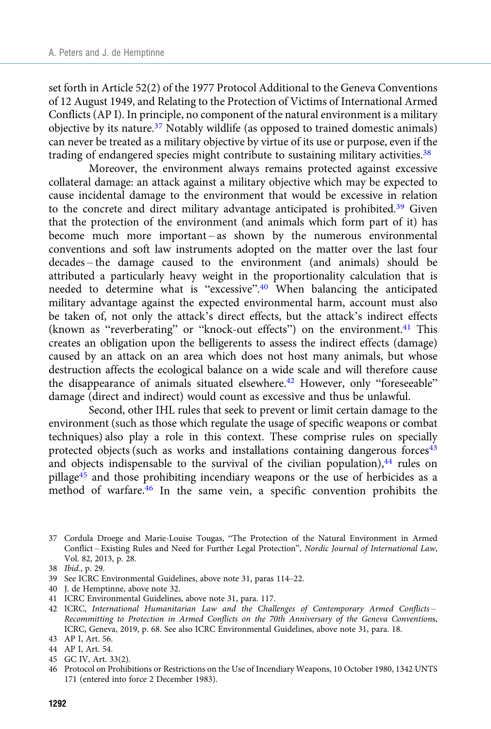set forth in Article 52(2) of the 1977 Protocol Additional to the Geneva Conventions of 12 August 1949, and Relating to the Protection of Victims of International Armed Conflicts (AP I). In principle, no component of the natural environment is a military objective by its nature.[37] Notably wildlife (as opposed to trained domestic animals) can never be treated as a military objective by virtue of its use or purpose, even if the trading of endangered species might contribute to sustaining military activities.[38]

Moreover, the environment always remains protected against excessive collateral damage: an attack against a military objective which may be expected to cause incidental damage to the environment that would be excessive in relation to the concrete and direct military advantage anticipated is prohibited.[39] Given that the protection of the environment (and animals which form part of it) has become much more important – as shown by the numerous environmental conventions and soft law instruments adopted on the matter over the last four decades – the damage caused to the environment (and animals) should be attributed a particularly heavy weight in the proportionality calculation that is needed to determine what is "excessive".[40] When balancing the anticipated military advantage against the expected environmental harm, account must also be taken of, not only the attack's direct effects, but the attack's indirect effects (known as "reverberating" or "knock-out effects") on the environment.[41] This creates an obligation upon the belligerents to assess the indirect effects (damage) caused by an attack on an area which does not host many animals, but whose destruction affects the ecological balance on a wide scale and will therefore cause the disappearance of animals situated elsewhere.[42] However, only "foreseeable" damage (direct and indirect) would count as excessive and thus be unlawful.

Second, other IHL rules that seek to prevent or limit certain damage to the environment (such as those which regulate the usage of specific weapons or combat techniques) also play a role in this context. These comprise rules on specially protected objects (such as works and installations containing dangerous forces[43] and objects indispensable to the survival of the civilian population),[44] rules on pillage[45] and those prohibiting incendiary weapons or the use of herbicides as a method of warfare.[46] In the same vein, a specific convention prohibits the

---

37 Cordula Droege and Marie-Louise Tougas, "The Protection of the Natural Environment in Armed Conflict – Existing Rules and Need for Further Legal Protection", *Nordic Journal of International Law*, Vol. 82, 2013, p. 28.

38 *Ibid.*, p. 29.

39 See ICRC Environmental Guidelines, above note 31, paras 114–22.

40 J. de Hemptinne, above note 32.

41 ICRC Environmental Guidelines, above note 31, para. 117.

42 ICRC, *International Humanitarian Law and the Challenges of Contemporary Armed Conflicts – Recommitting to Protection in Armed Conflicts on the 70th Anniversary of the Geneva Conventions*, ICRC, Geneva, 2019, p. 68. See also ICRC Environmental Guidelines, above note 31, para. 18.

43 AP I, Art. 56.

44 AP I, Art. 54.

45 GC IV, Art. 33(2).

46 Protocol on Prohibitions or Restrictions on the Use of Incendiary Weapons, 10 October 1980, 1342 UNTS 171 (entered into force 2 December 1983).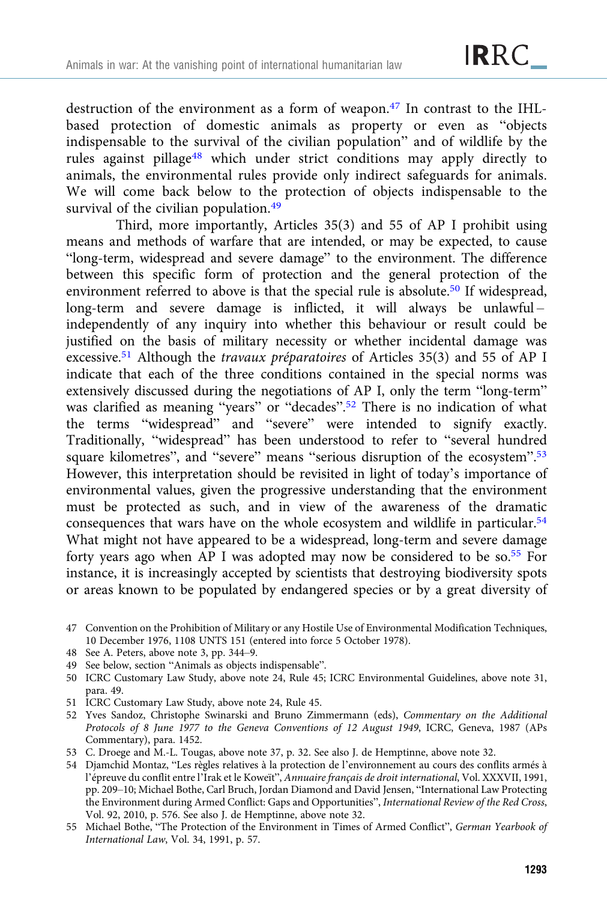destruction of the environment as a form of weapon.[47] In contrast to the IHL-based protection of domestic animals as property or even as "objects indispensable to the survival of the civilian population" and of wildlife by the rules against pillage[48] which under strict conditions may apply directly to animals, the environmental rules provide only indirect safeguards for animals. We will come back below to the protection of objects indispensable to the survival of the civilian population.[49]

Third, more importantly, Articles 35(3) and 55 of AP I prohibit using means and methods of warfare that are intended, or may be expected, to cause "long-term, widespread and severe damage" to the environment. The difference between this specific form of protection and the general protection of the environment referred to above is that the special rule is absolute.[50] If widespread, long-term and severe damage is inflicted, it will always be unlawful – independently of any inquiry into whether this behaviour or result could be justified on the basis of military necessity or whether incidental damage was excessive.[51] Although the *travaux préparatoires* of Articles 35(3) and 55 of AP I indicate that each of the three conditions contained in the special norms was extensively discussed during the negotiations of AP I, only the term "long-term" was clarified as meaning "years" or "decades".[52] There is no indication of what the terms "widespread" and "severe" were intended to signify exactly. Traditionally, "widespread" has been understood to refer to "several hundred square kilometres", and "severe" means "serious disruption of the ecosystem".[53] However, this interpretation should be revisited in light of today's importance of environmental values, given the progressive understanding that the environment must be protected as such, and in view of the awareness of the dramatic consequences that wars have on the whole ecosystem and wildlife in particular.[54] What might not have appeared to be a widespread, long-term and severe damage forty years ago when AP I was adopted may now be considered to be so.[55] For instance, it is increasingly accepted by scientists that destroying biodiversity spots or areas known to be populated by endangered species or by a great diversity of

47 Convention on the Prohibition of Military or any Hostile Use of Environmental Modification Techniques, 10 December 1976, 1108 UNTS 151 (entered into force 5 October 1978).

48 See A. Peters, above note 3, pp. 344–9.

49 See below, section "Animals as objects indispensable".

50 ICRC Customary Law Study, above note 24, Rule 45; ICRC Environmental Guidelines, above note 31, para. 49.

51 ICRC Customary Law Study, above note 24, Rule 45.

52 Yves Sandoz, Christophe Swinarski and Bruno Zimmermann (eds), *Commentary on the Additional Protocols of 8 June 1977 to the Geneva Conventions of 12 August 1949*, ICRC, Geneva, 1987 (APs Commentary), para. 1452.

53 C. Droege and M.-L. Tougas, above note 37, p. 32. See also J. de Hemptinne, above note 32.

54 Djamchid Montaz, "Les règles relatives à la protection de l'environnement au cours des conflits armés à l'épreuve du conflit entre l'Irak et le Koweït", *Annuaire français de droit international*, Vol. XXXVII, 1991, pp. 209–10; Michael Bothe, Carl Bruch, Jordan Diamond and David Jensen, "International Law Protecting the Environment during Armed Conflict: Gaps and Opportunities", *International Review of the Red Cross*, Vol. 92, 2010, p. 576. See also J. de Hemptinne, above note 32.

55 Michael Bothe, "The Protection of the Environment in Times of Armed Conflict", *German Yearbook of International Law*, Vol. 34, 1991, p. 57.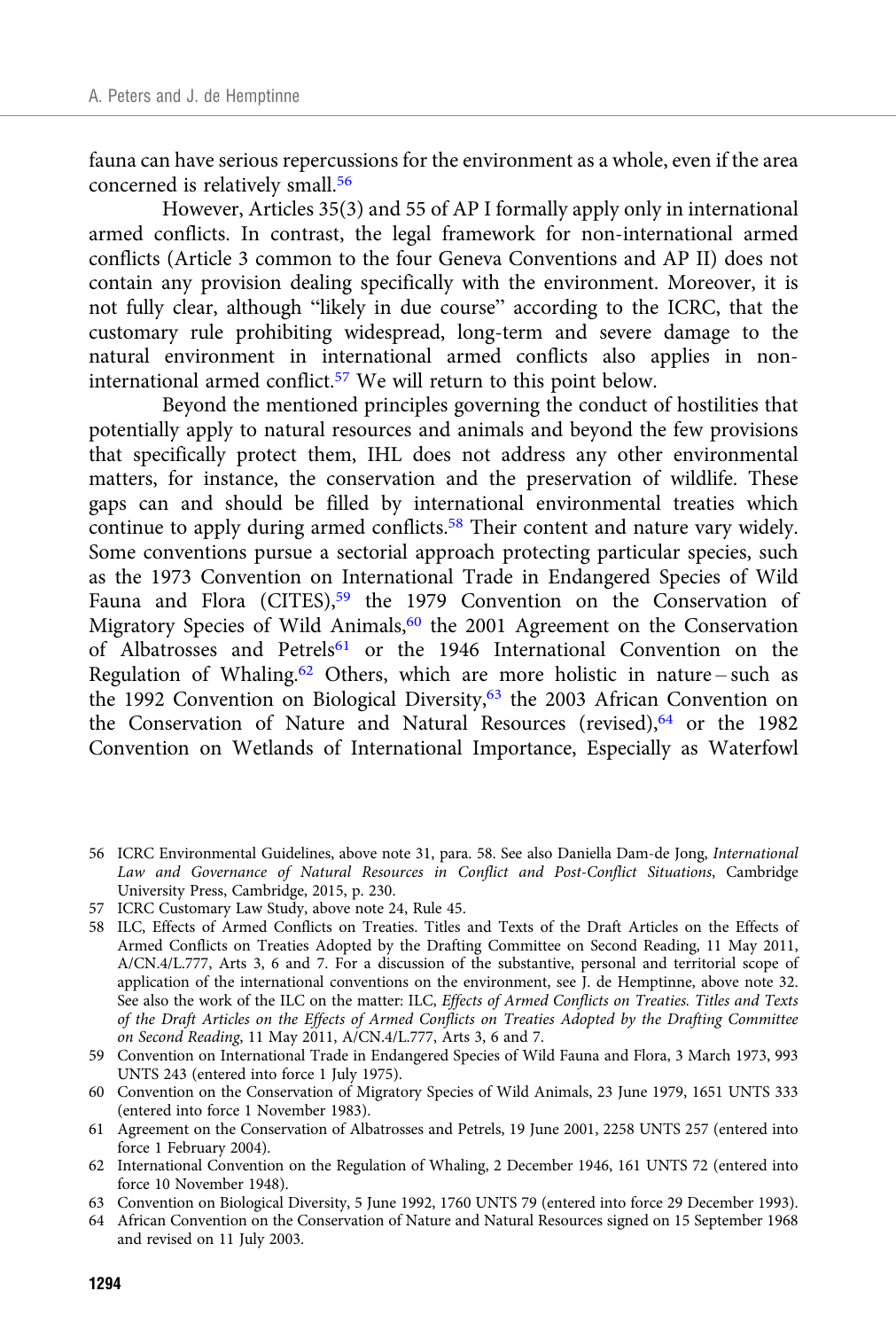fauna can have serious repercussions for the environment as a whole, even if the area concerned is relatively small.[56]

However, Articles 35(3) and 55 of AP I formally apply only in international armed conflicts. In contrast, the legal framework for non-international armed conflicts (Article 3 common to the four Geneva Conventions and AP II) does not contain any provision dealing specifically with the environment. Moreover, it is not fully clear, although "likely in due course" according to the ICRC, that the customary rule prohibiting widespread, long-term and severe damage to the natural environment in international armed conflicts also applies in non-international armed conflict.[57] We will return to this point below.

Beyond the mentioned principles governing the conduct of hostilities that potentially apply to natural resources and animals and beyond the few provisions that specifically protect them, IHL does not address any other environmental matters, for instance, the conservation and the preservation of wildlife. These gaps can and should be filled by international environmental treaties which continue to apply during armed conflicts.[58] Their content and nature vary widely. Some conventions pursue a sectorial approach protecting particular species, such as the 1973 Convention on International Trade in Endangered Species of Wild Fauna and Flora (CITES),[59] the 1979 Convention on the Conservation of Migratory Species of Wild Animals,[60] the 2001 Agreement on the Conservation of Albatrosses and Petrels[61] or the 1946 International Convention on the Regulation of Whaling.[62] Others, which are more holistic in nature – such as the 1992 Convention on Biological Diversity,[63] the 2003 African Convention on the Conservation of Nature and Natural Resources (revised),[64] or the 1982 Convention on Wetlands of International Importance, Especially as Waterfowl

56 ICRC Environmental Guidelines, above note 31, para. 58. See also Daniella Dam-de Jong, *International Law and Governance of Natural Resources in Conflict and Post-Conflict Situations*, Cambridge University Press, Cambridge, 2015, p. 230.

57 ICRC Customary Law Study, above note 24, Rule 45.

58 ILC, Effects of Armed Conflicts on Treaties. Titles and Texts of the Draft Articles on the Effects of Armed Conflicts on Treaties Adopted by the Drafting Committee on Second Reading, 11 May 2011, A/CN.4/L.777, Arts 3, 6 and 7. For a discussion of the substantive, personal and territorial scope of application of the international conventions on the environment, see J. de Hemptinne, above note 32. See also the work of the ILC on the matter: ILC, *Effects of Armed Conflicts on Treaties. Titles and Texts of the Draft Articles on the Effects of Armed Conflicts on Treaties Adopted by the Drafting Committee on Second Reading*, 11 May 2011, A/CN.4/L.777, Arts 3, 6 and 7.

59 Convention on International Trade in Endangered Species of Wild Fauna and Flora, 3 March 1973, 993 UNTS 243 (entered into force 1 July 1975).

60 Convention on the Conservation of Migratory Species of Wild Animals, 23 June 1979, 1651 UNTS 333 (entered into force 1 November 1983).

61 Agreement on the Conservation of Albatrosses and Petrels, 19 June 2001, 2258 UNTS 257 (entered into force 1 February 2004).

62 International Convention on the Regulation of Whaling, 2 December 1946, 161 UNTS 72 (entered into force 10 November 1948).

63 Convention on Biological Diversity, 5 June 1992, 1760 UNTS 79 (entered into force 29 December 1993).

64 African Convention on the Conservation of Nature and Natural Resources signed on 15 September 1968 and revised on 11 July 2003.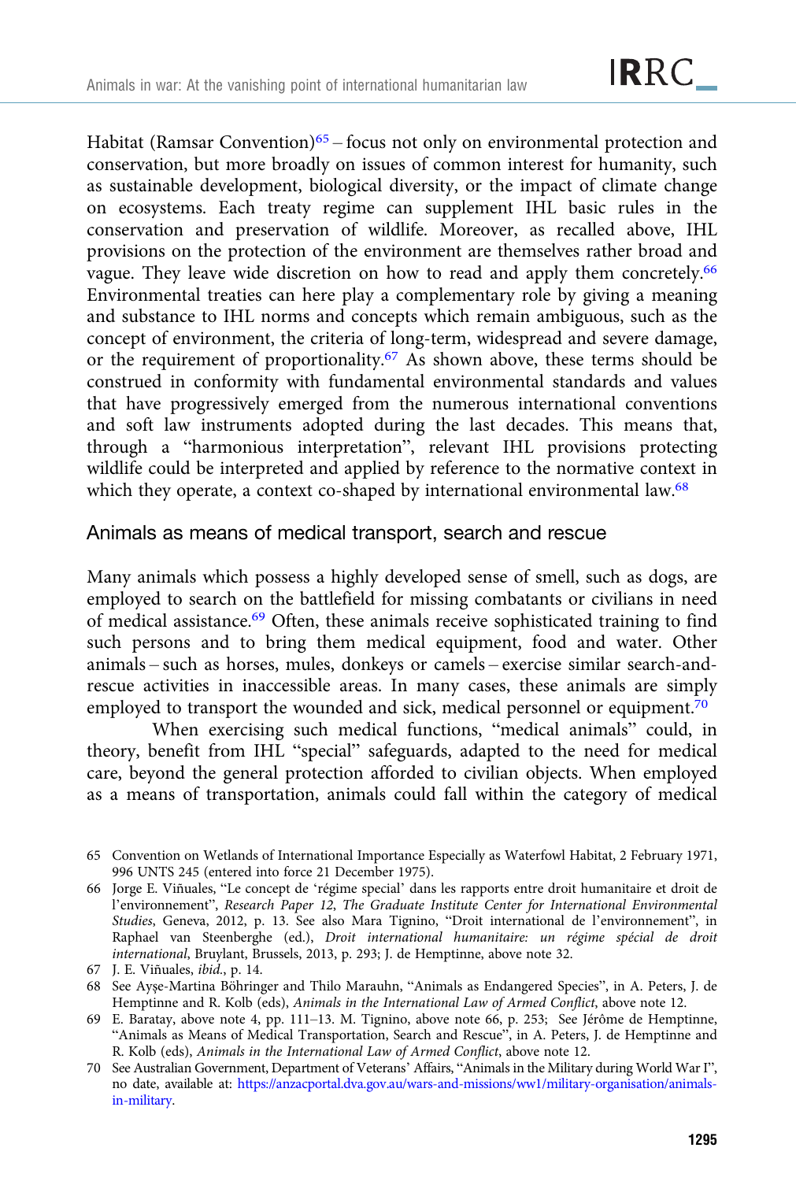Habitat (Ramsar Convention)[65] – focus not only on environmental protection and conservation, but more broadly on issues of common interest for humanity, such as sustainable development, biological diversity, or the impact of climate change on ecosystems. Each treaty regime can supplement IHL basic rules in the conservation and preservation of wildlife. Moreover, as recalled above, IHL provisions on the protection of the environment are themselves rather broad and vague. They leave wide discretion on how to read and apply them concretely.[66] Environmental treaties can here play a complementary role by giving a meaning and substance to IHL norms and concepts which remain ambiguous, such as the concept of environment, the criteria of long-term, widespread and severe damage, or the requirement of proportionality.[67] As shown above, these terms should be construed in conformity with fundamental environmental standards and values that have progressively emerged from the numerous international conventions and soft law instruments adopted during the last decades. This means that, through a "harmonious interpretation", relevant IHL provisions protecting wildlife could be interpreted and applied by reference to the normative context in which they operate, a context co-shaped by international environmental law.[68]

## Animals as means of medical transport, search and rescue

Many animals which possess a highly developed sense of smell, such as dogs, are employed to search on the battlefield for missing combatants or civilians in need of medical assistance.[69] Often, these animals receive sophisticated training to find such persons and to bring them medical equipment, food and water. Other animals – such as horses, mules, donkeys or camels – exercise similar search-and-rescue activities in inaccessible areas. In many cases, these animals are simply employed to transport the wounded and sick, medical personnel or equipment.[70]

When exercising such medical functions, "medical animals" could, in theory, benefit from IHL "special" safeguards, adapted to the need for medical care, beyond the general protection afforded to civilian objects. When employed as a means of transportation, animals could fall within the category of medical

---

65 Convention on Wetlands of International Importance Especially as Waterfowl Habitat, 2 February 1971, 996 UNTS 245 (entered into force 21 December 1975).

66 Jorge E. Viñuales, "Le concept de 'régime special' dans les rapports entre droit humanitaire et droit de l'environnement", *Research Paper 12, The Graduate Institute Center for International Environmental Studies*, Geneva, 2012, p. 13. See also Mara Tignino, "Droit international de l'environnement", in Raphael van Steenberghe (ed.), *Droit international humanitaire: un régime spécial de droit international*, Bruylant, Brussels, 2013, p. 293; J. de Hemptinne, above note 32.

67 J. E. Viñuales, *ibid.*, p. 14.

68 See Ayşe-Martina Böhringer and Thilo Marauhn, "Animals as Endangered Species", in A. Peters, J. de Hemptinne and R. Kolb (eds), *Animals in the International Law of Armed Conflict*, above note 12.

69 E. Baratay, above note 4, pp. 111–13. M. Tignino, above note 66, p. 253; See Jérôme de Hemptinne, "Animals as Means of Medical Transportation, Search and Rescue", in A. Peters, J. de Hemptinne and R. Kolb (eds), *Animals in the International Law of Armed Conflict*, above note 12.

70 See Australian Government, Department of Veterans' Affairs, "Animals in the Military during World War I", no date, available at: https://anzacportal.dva.gov.au/wars-and-missions/ww1/military-organisation/animals-in-military.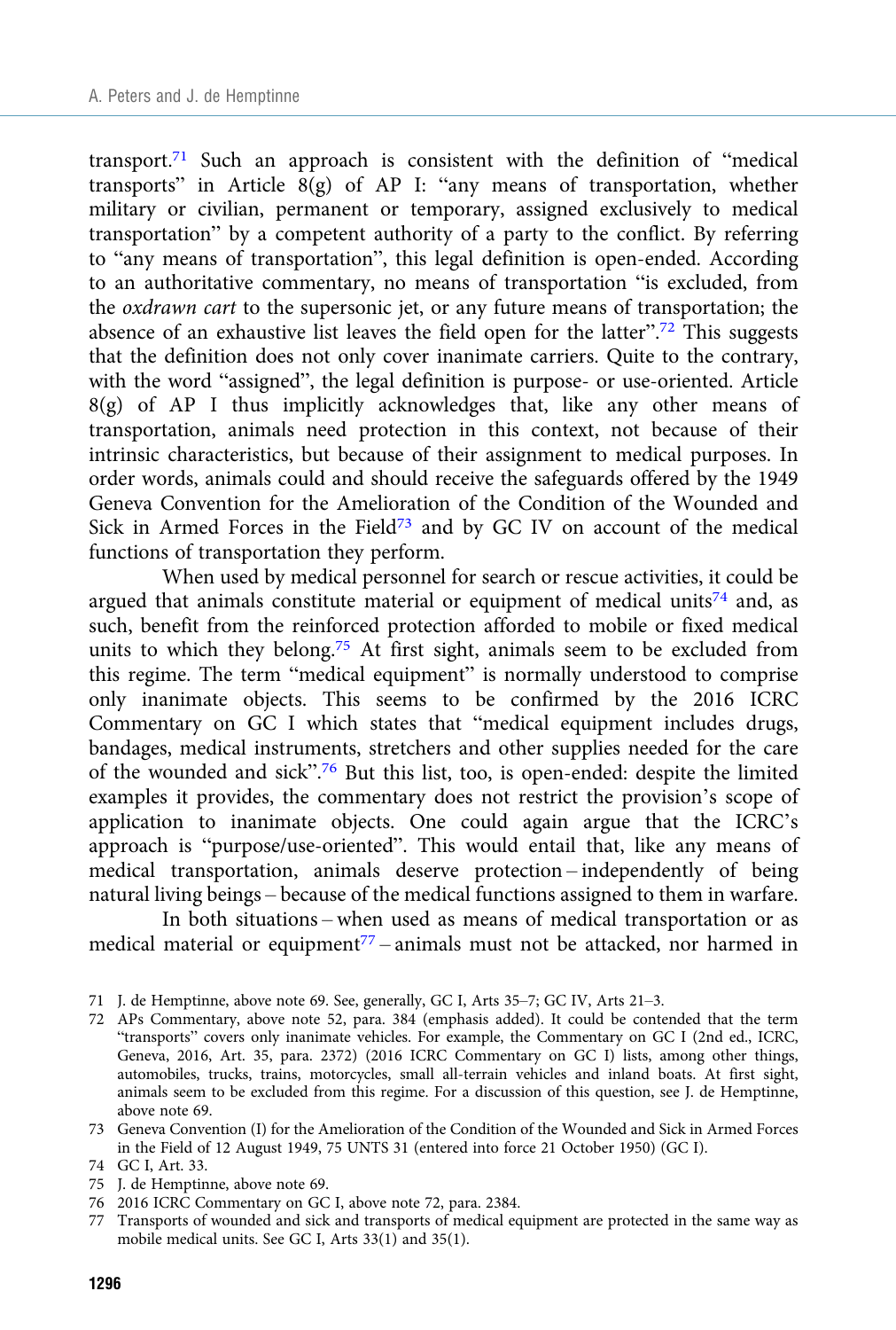transport.[71] Such an approach is consistent with the definition of "medical transports" in Article 8(g) of AP I: "any means of transportation, whether military or civilian, permanent or temporary, assigned exclusively to medical transportation" by a competent authority of a party to the conflict. By referring to "any means of transportation", this legal definition is open-ended. According to an authoritative commentary, no means of transportation "is excluded, from the *oxdrawn cart* to the supersonic jet, or any future means of transportation; the absence of an exhaustive list leaves the field open for the latter".[72] This suggests that the definition does not only cover inanimate carriers. Quite to the contrary, with the word "assigned", the legal definition is purpose- or use-oriented. Article 8(g) of AP I thus implicitly acknowledges that, like any other means of transportation, animals need protection in this context, not because of their intrinsic characteristics, but because of their assignment to medical purposes. In order words, animals could and should receive the safeguards offered by the 1949 Geneva Convention for the Amelioration of the Condition of the Wounded and Sick in Armed Forces in the Field[73] and by GC IV on account of the medical functions of transportation they perform.

When used by medical personnel for search or rescue activities, it could be argued that animals constitute material or equipment of medical units[74] and, as such, benefit from the reinforced protection afforded to mobile or fixed medical units to which they belong.[75] At first sight, animals seem to be excluded from this regime. The term "medical equipment" is normally understood to comprise only inanimate objects. This seems to be confirmed by the 2016 ICRC Commentary on GC I which states that "medical equipment includes drugs, bandages, medical instruments, stretchers and other supplies needed for the care of the wounded and sick".[76] But this list, too, is open-ended: despite the limited examples it provides, the commentary does not restrict the provision's scope of application to inanimate objects. One could again argue that the ICRC's approach is "purpose/use-oriented". This would entail that, like any means of medical transportation, animals deserve protection – independently of being natural living beings – because of the medical functions assigned to them in warfare.

In both situations – when used as means of medical transportation or as medical material or equipment[77] – animals must not be attacked, nor harmed in

71 J. de Hemptinne, above note 69. See, generally, GC I, Arts 35–7; GC IV, Arts 21–3.

72 APs Commentary, above note 52, para. 384 (emphasis added). It could be contended that the term "transports" covers only inanimate vehicles. For example, the Commentary on GC I (2nd ed., ICRC, Geneva, 2016, Art. 35, para. 2372) (2016 ICRC Commentary on GC I) lists, among other things, automobiles, trucks, trains, motorcycles, small all-terrain vehicles and inland boats. At first sight, animals seem to be excluded from this regime. For a discussion of this question, see J. de Hemptinne, above note 69.

73 Geneva Convention (I) for the Amelioration of the Condition of the Wounded and Sick in Armed Forces in the Field of 12 August 1949, 75 UNTS 31 (entered into force 21 October 1950) (GC I).

74 GC I, Art. 33.

75 J. de Hemptinne, above note 69.

76 2016 ICRC Commentary on GC I, above note 72, para. 2384.

77 Transports of wounded and sick and transports of medical equipment are protected in the same way as mobile medical units. See GC I, Arts 33(1) and 35(1).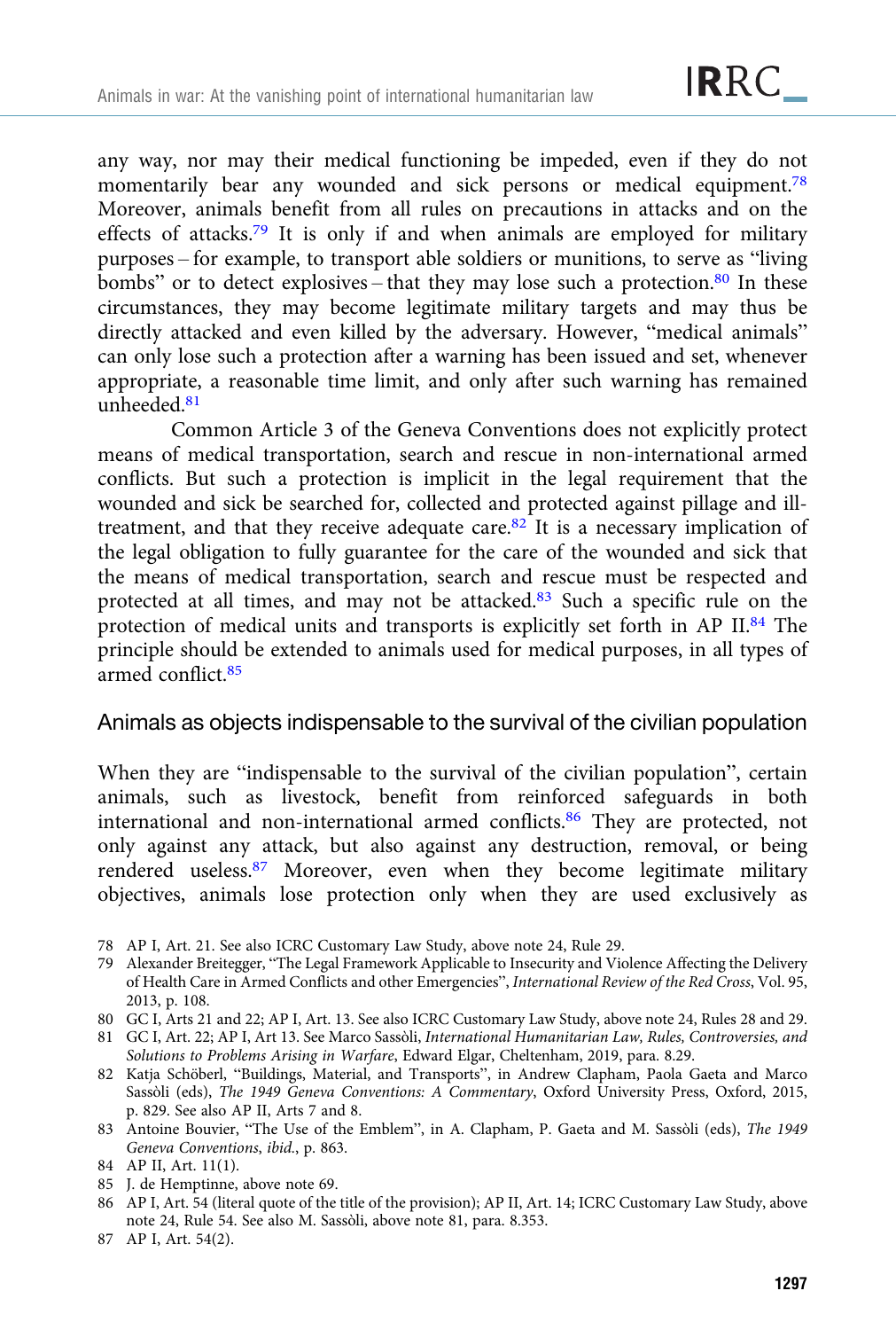any way, nor may their medical functioning be impeded, even if they do not momentarily bear any wounded and sick persons or medical equipment.[78] Moreover, animals benefit from all rules on precautions in attacks and on the effects of attacks.[79] It is only if and when animals are employed for military purposes – for example, to transport able soldiers or munitions, to serve as "living bombs" or to detect explosives – that they may lose such a protection.[80] In these circumstances, they may become legitimate military targets and may thus be directly attacked and even killed by the adversary. However, "medical animals" can only lose such a protection after a warning has been issued and set, whenever appropriate, a reasonable time limit, and only after such warning has remained unheeded.[81]

Common Article 3 of the Geneva Conventions does not explicitly protect means of medical transportation, search and rescue in non-international armed conflicts. But such a protection is implicit in the legal requirement that the wounded and sick be searched for, collected and protected against pillage and ill-treatment, and that they receive adequate care.[82] It is a necessary implication of the legal obligation to fully guarantee for the care of the wounded and sick that the means of medical transportation, search and rescue must be respected and protected at all times, and may not be attacked.[83] Such a specific rule on the protection of medical units and transports is explicitly set forth in AP II.[84] The principle should be extended to animals used for medical purposes, in all types of armed conflict.[85]

## Animals as objects indispensable to the survival of the civilian population

When they are "indispensable to the survival of the civilian population", certain animals, such as livestock, benefit from reinforced safeguards in both international and non-international armed conflicts.[86] They are protected, not only against any attack, but also against any destruction, removal, or being rendered useless.[87] Moreover, even when they become legitimate military objectives, animals lose protection only when they are used exclusively as

78 AP I, Art. 21. See also ICRC Customary Law Study, above note 24, Rule 29.

79 Alexander Breitegger, "The Legal Framework Applicable to Insecurity and Violence Affecting the Delivery of Health Care in Armed Conflicts and other Emergencies", *International Review of the Red Cross*, Vol. 95, 2013, p. 108.

80 GC I, Arts 21 and 22; AP I, Art. 13. See also ICRC Customary Law Study, above note 24, Rules 28 and 29.

81 GC I, Art. 22; AP I, Art 13. See Marco Sassòli, *International Humanitarian Law, Rules, Controversies, and Solutions to Problems Arising in Warfare*, Edward Elgar, Cheltenham, 2019, para. 8.29.

82 Katja Schöberl, "Buildings, Material, and Transports", in Andrew Clapham, Paola Gaeta and Marco Sassòli (eds), *The 1949 Geneva Conventions: A Commentary*, Oxford University Press, Oxford, 2015, p. 829. See also AP II, Arts 7 and 8.

83 Antoine Bouvier, "The Use of the Emblem", in A. Clapham, P. Gaeta and M. Sassòli (eds), *The 1949 Geneva Conventions*, *ibid.*, p. 863.

84 AP II, Art. 11(1).

85 J. de Hemptinne, above note 69.

86 AP I, Art. 54 (literal quote of the title of the provision); AP II, Art. 14; ICRC Customary Law Study, above note 24, Rule 54. See also M. Sassòli, above note 81, para. 8.353.

87 AP I, Art. 54(2).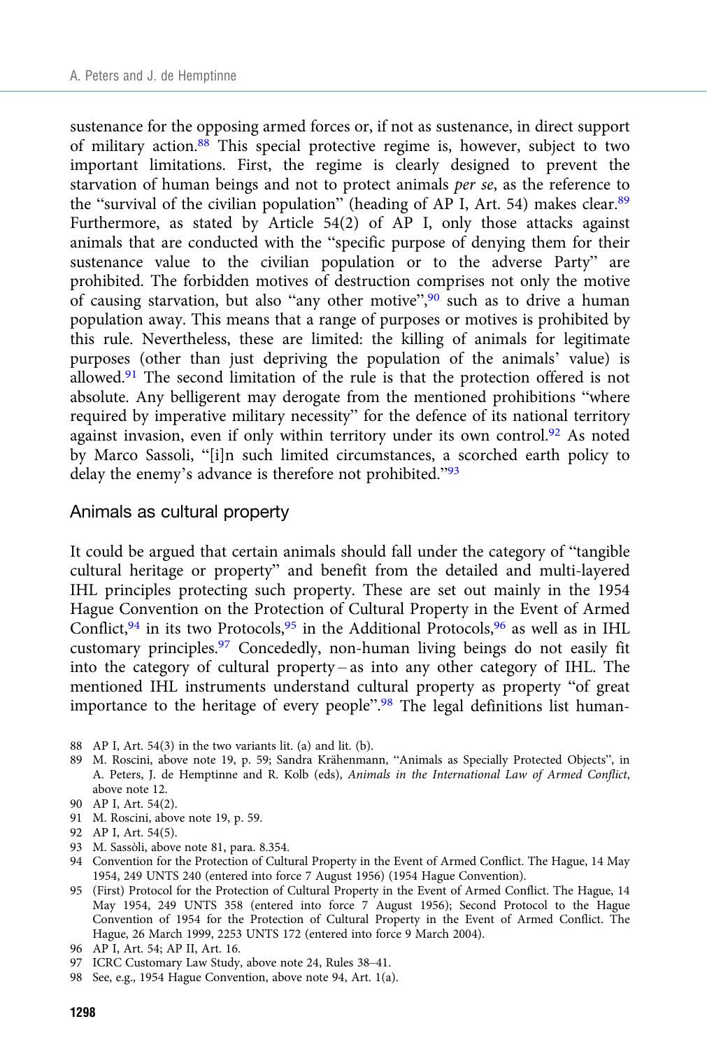sustenance for the opposing armed forces or, if not as sustenance, in direct support of military action.[88] This special protective regime is, however, subject to two important limitations. First, the regime is clearly designed to prevent the starvation of human beings and not to protect animals *per se*, as the reference to the "survival of the civilian population" (heading of AP I, Art. 54) makes clear.[89] Furthermore, as stated by Article 54(2) of AP I, only those attacks against animals that are conducted with the "specific purpose of denying them for their sustenance value to the civilian population or to the adverse Party" are prohibited. The forbidden motives of destruction comprises not only the motive of causing starvation, but also "any other motive",[90] such as to drive a human population away. This means that a range of purposes or motives is prohibited by this rule. Nevertheless, these are limited: the killing of animals for legitimate purposes (other than just depriving the population of the animals' value) is allowed.[91] The second limitation of the rule is that the protection offered is not absolute. Any belligerent may derogate from the mentioned prohibitions "where required by imperative military necessity" for the defence of its national territory against invasion, even if only within territory under its own control.[92] As noted by Marco Sassoli, "[i]n such limited circumstances, a scorched earth policy to delay the enemy's advance is therefore not prohibited."[93]

## Animals as cultural property

It could be argued that certain animals should fall under the category of "tangible cultural heritage or property" and benefit from the detailed and multi-layered IHL principles protecting such property. These are set out mainly in the 1954 Hague Convention on the Protection of Cultural Property in the Event of Armed Conflict,[94] in its two Protocols,[95] in the Additional Protocols,[96] as well as in IHL customary principles.[97] Concededly, non-human living beings do not easily fit into the category of cultural property – as into any other category of IHL. The mentioned IHL instruments understand cultural property as property "of great importance to the heritage of every people".[98] The legal definitions list human-

88 AP I, Art. 54(3) in the two variants lit. (a) and lit. (b).

89 M. Roscini, above note 19, p. 59; Sandra Krähenmann, "Animals as Specially Protected Objects", in A. Peters, J. de Hemptinne and R. Kolb (eds), *Animals in the International Law of Armed Conflict*, above note 12.

90 AP I, Art. 54(2).

91 M. Roscini, above note 19, p. 59.

92 AP I, Art. 54(5).

93 M. Sassòli, above note 81, para. 8.354.

94 Convention for the Protection of Cultural Property in the Event of Armed Conflict. The Hague, 14 May 1954, 249 UNTS 240 (entered into force 7 August 1956) (1954 Hague Convention).

95 (First) Protocol for the Protection of Cultural Property in the Event of Armed Conflict. The Hague, 14 May 1954, 249 UNTS 358 (entered into force 7 August 1956); Second Protocol to the Hague Convention of 1954 for the Protection of Cultural Property in the Event of Armed Conflict. The Hague, 26 March 1999, 2253 UNTS 172 (entered into force 9 March 2004).

96 AP I, Art. 54; AP II, Art. 16.

97 ICRC Customary Law Study, above note 24, Rules 38–41.

98 See, e.g., 1954 Hague Convention, above note 94, Art. 1(a).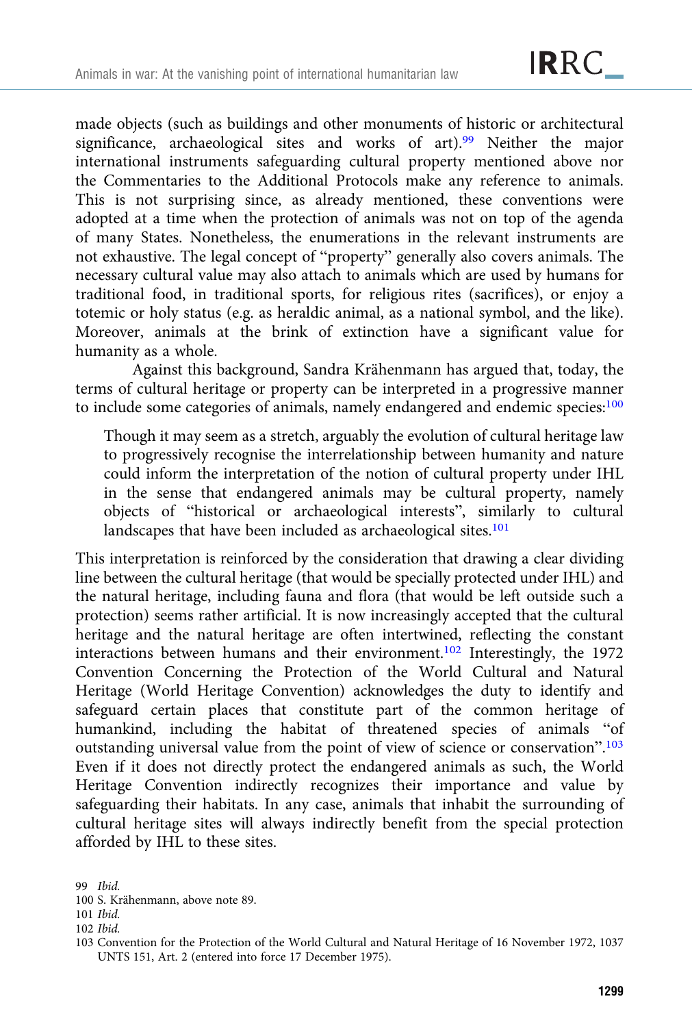made objects (such as buildings and other monuments of historic or architectural significance, archaeological sites and works of art).[99] Neither the major international instruments safeguarding cultural property mentioned above nor the Commentaries to the Additional Protocols make any reference to animals. This is not surprising since, as already mentioned, these conventions were adopted at a time when the protection of animals was not on top of the agenda of many States. Nonetheless, the enumerations in the relevant instruments are not exhaustive. The legal concept of "property" generally also covers animals. The necessary cultural value may also attach to animals which are used by humans for traditional food, in traditional sports, for religious rites (sacrifices), or enjoy a totemic or holy status (e.g. as heraldic animal, as a national symbol, and the like). Moreover, animals at the brink of extinction have a significant value for humanity as a whole.

Against this background, Sandra Krähenmann has argued that, today, the terms of cultural heritage or property can be interpreted in a progressive manner to include some categories of animals, namely endangered and endemic species:[100]

> Though it may seem as a stretch, arguably the evolution of cultural heritage law to progressively recognise the interrelationship between humanity and nature could inform the interpretation of the notion of cultural property under IHL in the sense that endangered animals may be cultural property, namely objects of "historical or archaeological interests", similarly to cultural landscapes that have been included as archaeological sites.[101]

This interpretation is reinforced by the consideration that drawing a clear dividing line between the cultural heritage (that would be specially protected under IHL) and the natural heritage, including fauna and flora (that would be left outside such a protection) seems rather artificial. It is now increasingly accepted that the cultural heritage and the natural heritage are often intertwined, reflecting the constant interactions between humans and their environment.[102] Interestingly, the 1972 Convention Concerning the Protection of the World Cultural and Natural Heritage (World Heritage Convention) acknowledges the duty to identify and safeguard certain places that constitute part of the common heritage of humankind, including the habitat of threatened species of animals "of outstanding universal value from the point of view of science or conservation".[103] Even if it does not directly protect the endangered animals as such, the World Heritage Convention indirectly recognizes their importance and value by safeguarding their habitats. In any case, animals that inhabit the surrounding of cultural heritage sites will always indirectly benefit from the special protection afforded by IHL to these sites.

---

99 *Ibid.*

100 S. Krähenmann, above note 89.

101 *Ibid.*

102 *Ibid.*

103 Convention for the Protection of the World Cultural and Natural Heritage of 16 November 1972, 1037 UNTS 151, Art. 2 (entered into force 17 December 1975).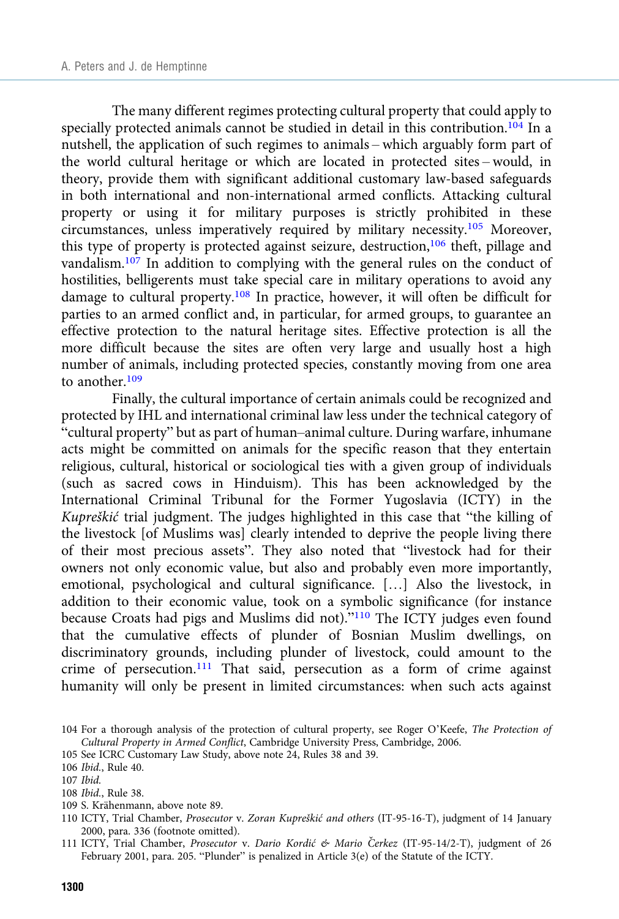The many different regimes protecting cultural property that could apply to specially protected animals cannot be studied in detail in this contribution.[104] In a nutshell, the application of such regimes to animals – which arguably form part of the world cultural heritage or which are located in protected sites – would, in theory, provide them with significant additional customary law-based safeguards in both international and non-international armed conflicts. Attacking cultural property or using it for military purposes is strictly prohibited in these circumstances, unless imperatively required by military necessity.[105] Moreover, this type of property is protected against seizure, destruction,[106] theft, pillage and vandalism.[107] In addition to complying with the general rules on the conduct of hostilities, belligerents must take special care in military operations to avoid any damage to cultural property.[108] In practice, however, it will often be difficult for parties to an armed conflict and, in particular, for armed groups, to guarantee an effective protection to the natural heritage sites. Effective protection is all the more difficult because the sites are often very large and usually host a high number of animals, including protected species, constantly moving from one area to another.[109]

Finally, the cultural importance of certain animals could be recognized and protected by IHL and international criminal law less under the technical category of "cultural property" but as part of human–animal culture. During warfare, inhumane acts might be committed on animals for the specific reason that they entertain religious, cultural, historical or sociological ties with a given group of individuals (such as sacred cows in Hinduism). This has been acknowledged by the International Criminal Tribunal for the Former Yugoslavia (ICTY) in the *Kupreškić* trial judgment. The judges highlighted in this case that "the killing of the livestock [of Muslims was] clearly intended to deprive the people living there of their most precious assets". They also noted that "livestock had for their owners not only economic value, but also and probably even more importantly, emotional, psychological and cultural significance. […] Also the livestock, in addition to their economic value, took on a symbolic significance (for instance because Croats had pigs and Muslims did not)."[110] The ICTY judges even found that the cumulative effects of plunder of Bosnian Muslim dwellings, on discriminatory grounds, including plunder of livestock, could amount to the crime of persecution.[111] That said, persecution as a form of crime against humanity will only be present in limited circumstances: when such acts against

104 For a thorough analysis of the protection of cultural property, see Roger O'Keefe, *The Protection of Cultural Property in Armed Conflict*, Cambridge University Press, Cambridge, 2006.

105 See ICRC Customary Law Study, above note 24, Rules 38 and 39.

106 *Ibid.*, Rule 40.

107 *Ibid.*

108 *Ibid.*, Rule 38.

109 S. Krähenmann, above note 89.

110 ICTY, Trial Chamber, *Prosecutor* v. *Zoran Kupreškić and others* (IT-95-16-T), judgment of 14 January 2000, para. 336 (footnote omitted).

111 ICTY, Trial Chamber, *Prosecutor* v. *Dario Kordić & Mario Čerkez* (IT-95-14/2-T), judgment of 26 February 2001, para. 205. "Plunder" is penalized in Article 3(e) of the Statute of the ICTY.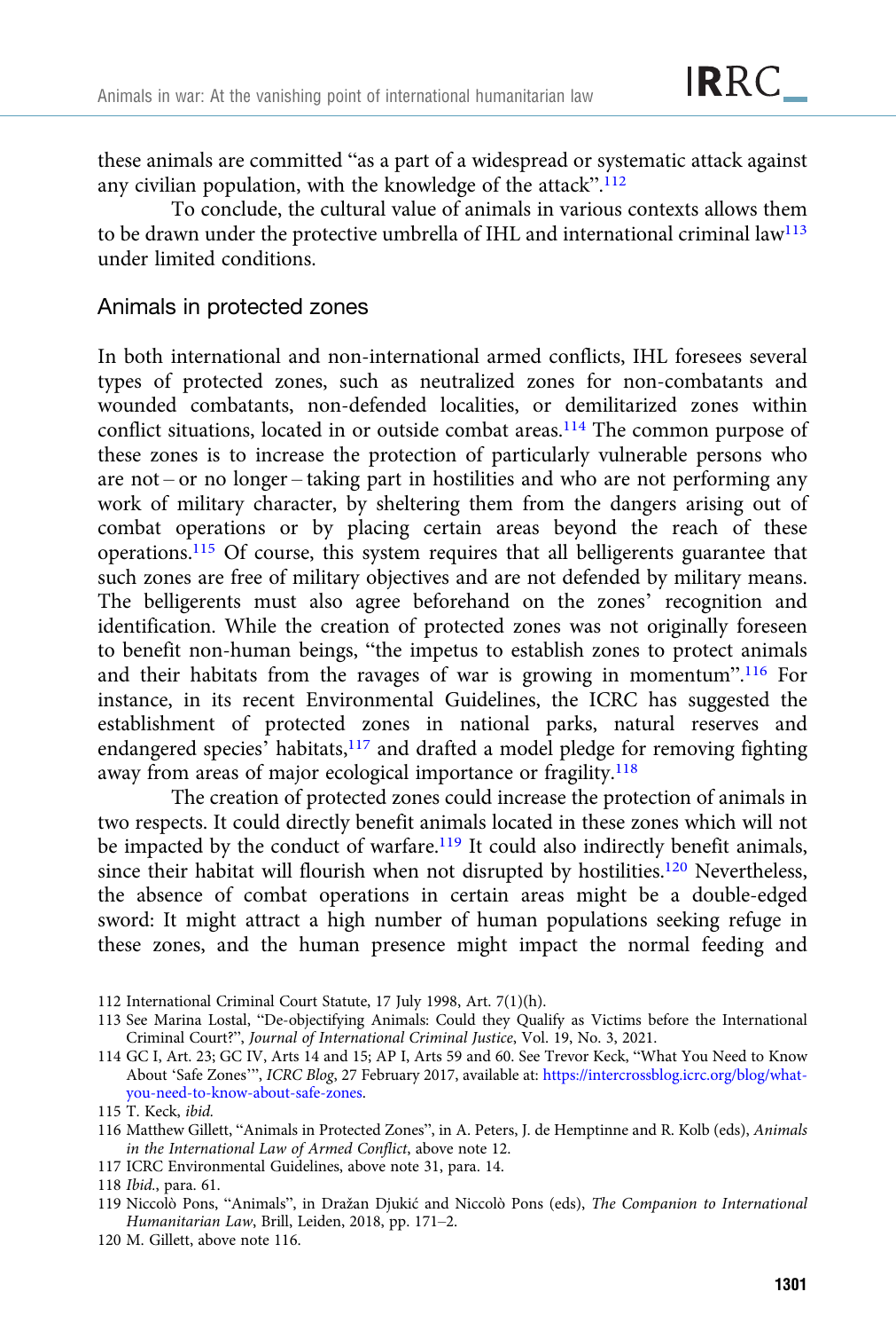these animals are committed "as a part of a widespread or systematic attack against any civilian population, with the knowledge of the attack".[112]

To conclude, the cultural value of animals in various contexts allows them to be drawn under the protective umbrella of IHL and international criminal law[113] under limited conditions.

## Animals in protected zones

In both international and non-international armed conflicts, IHL foresees several types of protected zones, such as neutralized zones for non-combatants and wounded combatants, non-defended localities, or demilitarized zones within conflict situations, located in or outside combat areas.[114] The common purpose of these zones is to increase the protection of particularly vulnerable persons who are not – or no longer – taking part in hostilities and who are not performing any work of military character, by sheltering them from the dangers arising out of combat operations or by placing certain areas beyond the reach of these operations.[115] Of course, this system requires that all belligerents guarantee that such zones are free of military objectives and are not defended by military means. The belligerents must also agree beforehand on the zones' recognition and identification. While the creation of protected zones was not originally foreseen to benefit non-human beings, "the impetus to establish zones to protect animals and their habitats from the ravages of war is growing in momentum".[116] For instance, in its recent Environmental Guidelines, the ICRC has suggested the establishment of protected zones in national parks, natural reserves and endangered species' habitats,[117] and drafted a model pledge for removing fighting away from areas of major ecological importance or fragility.[118]

The creation of protected zones could increase the protection of animals in two respects. It could directly benefit animals located in these zones which will not be impacted by the conduct of warfare.[119] It could also indirectly benefit animals, since their habitat will flourish when not disrupted by hostilities.[120] Nevertheless, the absence of combat operations in certain areas might be a double-edged sword: It might attract a high number of human populations seeking refuge in these zones, and the human presence might impact the normal feeding and

112 International Criminal Court Statute, 17 July 1998, Art. 7(1)(h).

113 See Marina Lostal, "De-objectifying Animals: Could they Qualify as Victims before the International Criminal Court?", *Journal of International Criminal Justice*, Vol. 19, No. 3, 2021.

114 GC I, Art. 23; GC IV, Arts 14 and 15; AP I, Arts 59 and 60. See Trevor Keck, "What You Need to Know About 'Safe Zones'", *ICRC Blog*, 27 February 2017, available at: https://intercrossblog.icrc.org/blog/what-you-need-to-know-about-safe-zones.

115 T. Keck, *ibid.*

116 Matthew Gillett, "Animals in Protected Zones", in A. Peters, J. de Hemptinne and R. Kolb (eds), *Animals in the International Law of Armed Conflict*, above note 12.

117 ICRC Environmental Guidelines, above note 31, para. 14.

118 *Ibid.*, para. 61.

119 Niccolò Pons, "Animals", in Dražan Djukić and Niccolò Pons (eds), *The Companion to International Humanitarian Law*, Brill, Leiden, 2018, pp. 171–2.

120 M. Gillett, above note 116.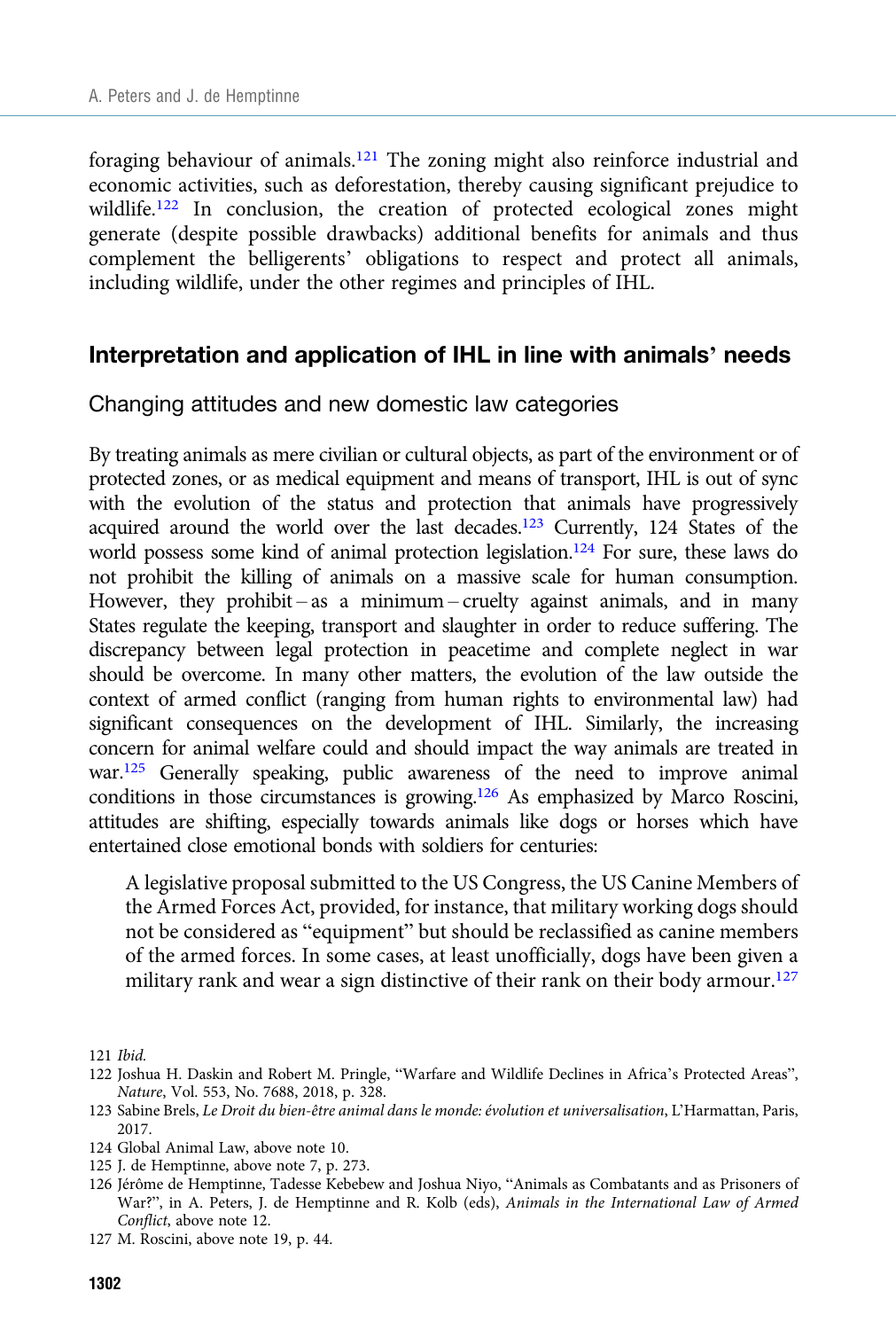foraging behaviour of animals.[121] The zoning might also reinforce industrial and economic activities, such as deforestation, thereby causing significant prejudice to wildlife.[122] In conclusion, the creation of protected ecological zones might generate (despite possible drawbacks) additional benefits for animals and thus complement the belligerents' obligations to respect and protect all animals, including wildlife, under the other regimes and principles of IHL.

## Interpretation and application of IHL in line with animals' needs

### Changing attitudes and new domestic law categories

By treating animals as mere civilian or cultural objects, as part of the environment or of protected zones, or as medical equipment and means of transport, IHL is out of sync with the evolution of the status and protection that animals have progressively acquired around the world over the last decades.[123] Currently, 124 States of the world possess some kind of animal protection legislation.[124] For sure, these laws do not prohibit the killing of animals on a massive scale for human consumption. However, they prohibit – as a minimum – cruelty against animals, and in many States regulate the keeping, transport and slaughter in order to reduce suffering. The discrepancy between legal protection in peacetime and complete neglect in war should be overcome. In many other matters, the evolution of the law outside the context of armed conflict (ranging from human rights to environmental law) had significant consequences on the development of IHL. Similarly, the increasing concern for animal welfare could and should impact the way animals are treated in war.[125] Generally speaking, public awareness of the need to improve animal conditions in those circumstances is growing.[126] As emphasized by Marco Roscini, attitudes are shifting, especially towards animals like dogs or horses which have entertained close emotional bonds with soldiers for centuries:

> A legislative proposal submitted to the US Congress, the US Canine Members of the Armed Forces Act, provided, for instance, that military working dogs should not be considered as "equipment" but should be reclassified as canine members of the armed forces. In some cases, at least unofficially, dogs have been given a military rank and wear a sign distinctive of their rank on their body armour.[127]

121 *Ibid.*

122 Joshua H. Daskin and Robert M. Pringle, "Warfare and Wildlife Declines in Africa's Protected Areas", *Nature*, Vol. 553, No. 7688, 2018, p. 328.

123 Sabine Brels, *Le Droit du bien-être animal dans le monde: évolution et universalisation*, L'Harmattan, Paris, 2017.

124 Global Animal Law, above note 10.

125 J. de Hemptinne, above note 7, p. 273.

126 Jérôme de Hemptinne, Tadesse Kebebew and Joshua Niyo, "Animals as Combatants and as Prisoners of War?", in A. Peters, J. de Hemptinne and R. Kolb (eds), *Animals in the International Law of Armed Conflict*, above note 12.

127 M. Roscini, above note 19, p. 44.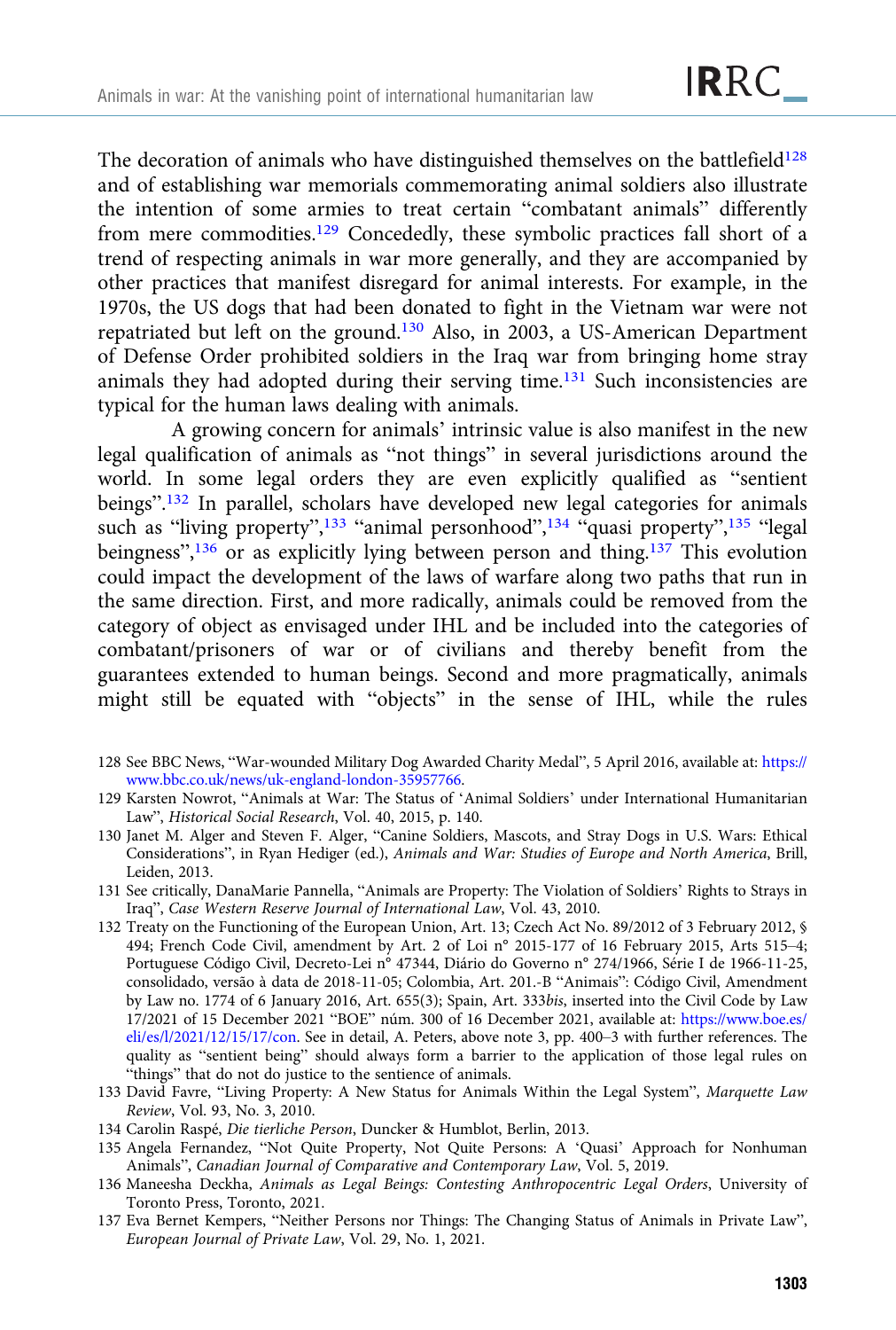The decoration of animals who have distinguished themselves on the battlefield[128] and of establishing war memorials commemorating animal soldiers also illustrate the intention of some armies to treat certain "combatant animals" differently from mere commodities.[129] Concededly, these symbolic practices fall short of a trend of respecting animals in war more generally, and they are accompanied by other practices that manifest disregard for animal interests. For example, in the 1970s, the US dogs that had been donated to fight in the Vietnam war were not repatriated but left on the ground.[130] Also, in 2003, a US-American Department of Defense Order prohibited soldiers in the Iraq war from bringing home stray animals they had adopted during their serving time.[131] Such inconsistencies are typical for the human laws dealing with animals.

A growing concern for animals' intrinsic value is also manifest in the new legal qualification of animals as "not things" in several jurisdictions around the world. In some legal orders they are even explicitly qualified as "sentient beings".[132] In parallel, scholars have developed new legal categories for animals such as "living property",[133] "animal personhood",[134] "quasi property",[135] "legal beingness",[136] or as explicitly lying between person and thing.[137] This evolution could impact the development of the laws of warfare along two paths that run in the same direction. First, and more radically, animals could be removed from the category of object as envisaged under IHL and be included into the categories of combatant/prisoners of war or of civilians and thereby benefit from the guarantees extended to human beings. Second and more pragmatically, animals might still be equated with "objects" in the sense of IHL, while the rules

128 See BBC News, "War-wounded Military Dog Awarded Charity Medal", 5 April 2016, available at: https://www.bbc.co.uk/news/uk-england-london-35957766.

129 Karsten Nowrot, "Animals at War: The Status of 'Animal Soldiers' under International Humanitarian Law", *Historical Social Research*, Vol. 40, 2015, p. 140.

130 Janet M. Alger and Steven F. Alger, "Canine Soldiers, Mascots, and Stray Dogs in U.S. Wars: Ethical Considerations", in Ryan Hediger (ed.), *Animals and War: Studies of Europe and North America*, Brill, Leiden, 2013.

131 See critically, DanaMarie Pannella, "Animals are Property: The Violation of Soldiers' Rights to Strays in Iraq", *Case Western Reserve Journal of International Law*, Vol. 43, 2010.

132 Treaty on the Functioning of the European Union, Art. 13; Czech Act No. 89/2012 of 3 February 2012, § 494; French Code Civil, amendment by Art. 2 of Loi n° 2015-177 of 16 February 2015, Arts 515–4; Portuguese Código Civil, Decreto-Lei n° 47344, Diário do Governo n° 274/1966, Série I de 1966-11-25, consolidado, versão à data de 2018-11-05; Colombia, Art. 201.-B "Animais": Código Civil, Amendment by Law no. 1774 of 6 January 2016, Art. 655(3); Spain, Art. 333*bis*, inserted into the Civil Code by Law 17/2021 of 15 December 2021 "BOE" núm. 300 of 16 December 2021, available at: https://www.boe.es/eli/es/l/2021/12/15/17/con. See in detail, A. Peters, above note 3, pp. 400–3 with further references. The quality as "sentient being" should always form a barrier to the application of those legal rules on "things" that do not do justice to the sentience of animals.

133 David Favre, "Living Property: A New Status for Animals Within the Legal System", *Marquette Law Review*, Vol. 93, No. 3, 2010.

134 Carolin Raspé, *Die tierliche Person*, Duncker & Humblot, Berlin, 2013.

135 Angela Fernandez, "Not Quite Property, Not Quite Persons: A 'Quasi' Approach for Nonhuman Animals", *Canadian Journal of Comparative and Contemporary Law*, Vol. 5, 2019.

136 Maneesha Deckha, *Animals as Legal Beings: Contesting Anthropocentric Legal Orders*, University of Toronto Press, Toronto, 2021.

137 Eva Bernet Kempers, "Neither Persons nor Things: The Changing Status of Animals in Private Law", *European Journal of Private Law*, Vol. 29, No. 1, 2021.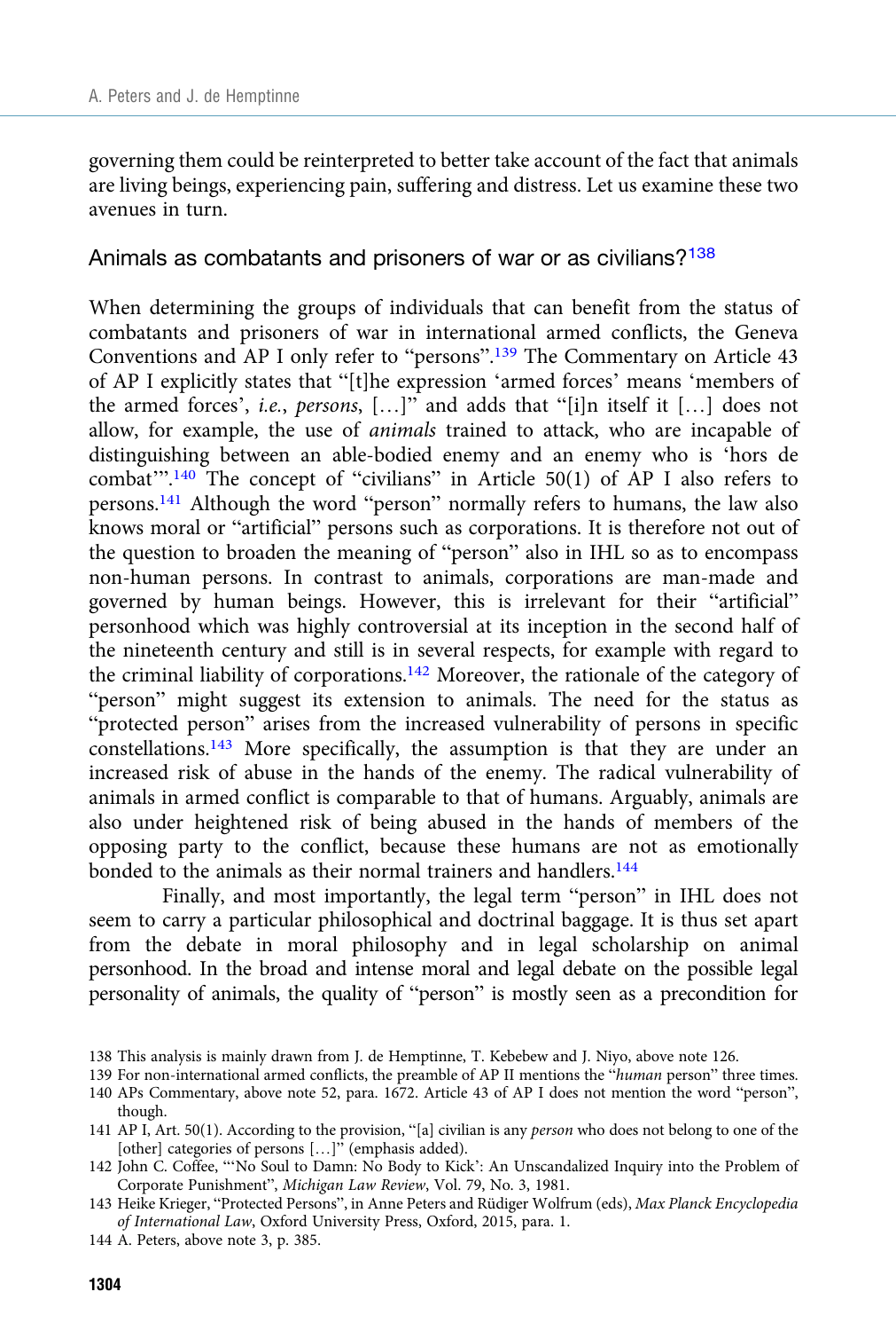governing them could be reinterpreted to better take account of the fact that animals are living beings, experiencing pain, suffering and distress. Let us examine these two avenues in turn.

## Animals as combatants and prisoners of war or as civilians?[138]

When determining the groups of individuals that can benefit from the status of combatants and prisoners of war in international armed conflicts, the Geneva Conventions and AP I only refer to "persons".[139] The Commentary on Article 43 of AP I explicitly states that "[t]he expression 'armed forces' means 'members of the armed forces', *i.e.*, *persons*, […]" and adds that "[i]n itself it […] does not allow, for example, the use of *animals* trained to attack, who are incapable of distinguishing between an able-bodied enemy and an enemy who is 'hors de combat'".[140] The concept of "civilians" in Article 50(1) of AP I also refers to persons.[141] Although the word "person" normally refers to humans, the law also knows moral or "artificial" persons such as corporations. It is therefore not out of the question to broaden the meaning of "person" also in IHL so as to encompass non-human persons. In contrast to animals, corporations are man-made and governed by human beings. However, this is irrelevant for their "artificial" personhood which was highly controversial at its inception in the second half of the nineteenth century and still is in several respects, for example with regard to the criminal liability of corporations.[142] Moreover, the rationale of the category of "person" might suggest its extension to animals. The need for the status as "protected person" arises from the increased vulnerability of persons in specific constellations.[143] More specifically, the assumption is that they are under an increased risk of abuse in the hands of the enemy. The radical vulnerability of animals in armed conflict is comparable to that of humans. Arguably, animals are also under heightened risk of being abused in the hands of members of the opposing party to the conflict, because these humans are not as emotionally bonded to the animals as their normal trainers and handlers.[144]

Finally, and most importantly, the legal term "person" in IHL does not seem to carry a particular philosophical and doctrinal baggage. It is thus set apart from the debate in moral philosophy and in legal scholarship on animal personhood. In the broad and intense moral and legal debate on the possible legal personality of animals, the quality of "person" is mostly seen as a precondition for

---

138 This analysis is mainly drawn from J. de Hemptinne, T. Kebebew and J. Niyo, above note 126.

139 For non-international armed conflicts, the preamble of AP II mentions the "*human* person" three times.

140 APs Commentary, above note 52, para. 1672. Article 43 of AP I does not mention the word "person", though.

141 AP I, Art. 50(1). According to the provision, "[a] civilian is any *person* who does not belong to one of the [other] categories of persons […]" (emphasis added).

142 John C. Coffee, "'No Soul to Damn: No Body to Kick': An Unscandalized Inquiry into the Problem of Corporate Punishment", *Michigan Law Review*, Vol. 79, No. 3, 1981.

143 Heike Krieger, "Protected Persons", in Anne Peters and Rüdiger Wolfrum (eds), *Max Planck Encyclopedia of International Law*, Oxford University Press, Oxford, 2015, para. 1.

144 A. Peters, above note 3, p. 385.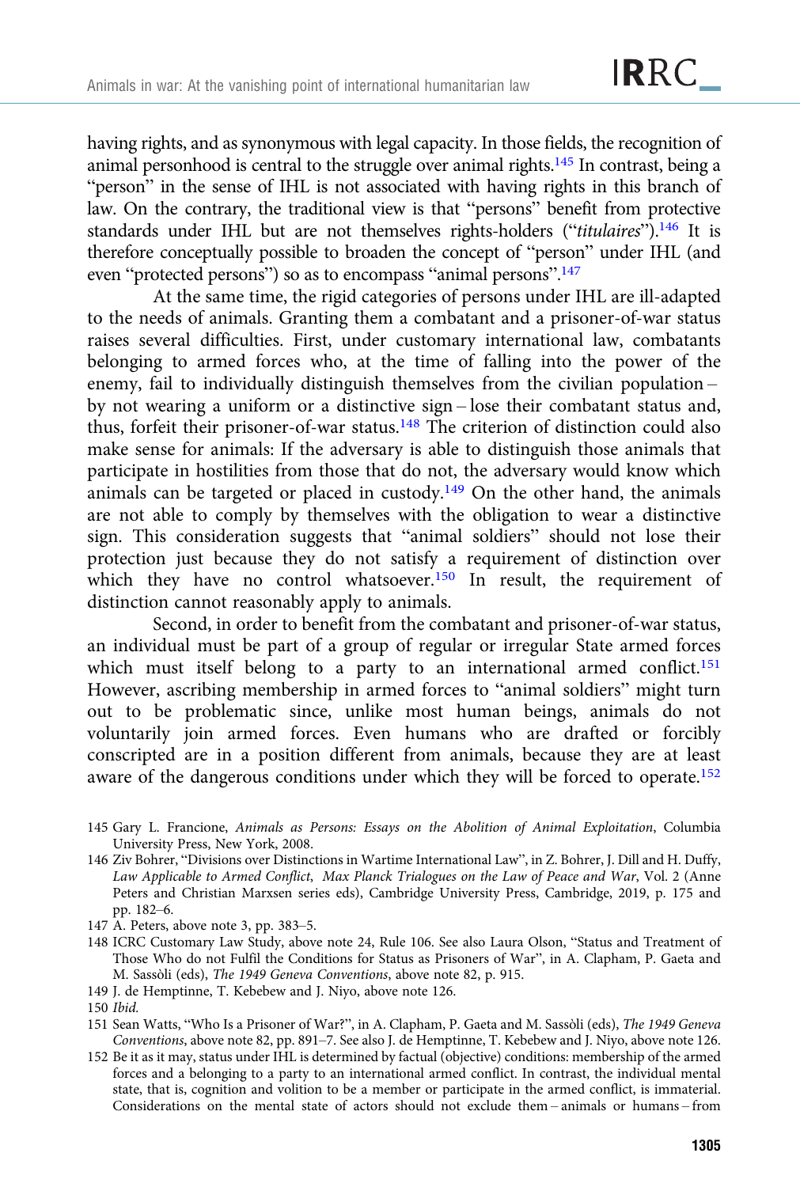having rights, and as synonymous with legal capacity. In those fields, the recognition of animal personhood is central to the struggle over animal rights.[145] In contrast, being a "person" in the sense of IHL is not associated with having rights in this branch of law. On the contrary, the traditional view is that "persons" benefit from protective standards under IHL but are not themselves rights-holders ("*titulaires*").[146] It is therefore conceptually possible to broaden the concept of "person" under IHL (and even "protected persons") so as to encompass "animal persons".[147]

At the same time, the rigid categories of persons under IHL are ill-adapted to the needs of animals. Granting them a combatant and a prisoner-of-war status raises several difficulties. First, under customary international law, combatants belonging to armed forces who, at the time of falling into the power of the enemy, fail to individually distinguish themselves from the civilian population – by not wearing a uniform or a distinctive sign – lose their combatant status and, thus, forfeit their prisoner-of-war status.[148] The criterion of distinction could also make sense for animals: If the adversary is able to distinguish those animals that participate in hostilities from those that do not, the adversary would know which animals can be targeted or placed in custody.[149] On the other hand, the animals are not able to comply by themselves with the obligation to wear a distinctive sign. This consideration suggests that "animal soldiers" should not lose their protection just because they do not satisfy a requirement of distinction over which they have no control whatsoever.[150] In result, the requirement of distinction cannot reasonably apply to animals.

Second, in order to benefit from the combatant and prisoner-of-war status, an individual must be part of a group of regular or irregular State armed forces which must itself belong to a party to an international armed conflict.[151] However, ascribing membership in armed forces to "animal soldiers" might turn out to be problematic since, unlike most human beings, animals do not voluntarily join armed forces. Even humans who are drafted or forcibly conscripted are in a position different from animals, because they are at least aware of the dangerous conditions under which they will be forced to operate.[152]

145 Gary L. Francione, *Animals as Persons: Essays on the Abolition of Animal Exploitation*, Columbia University Press, New York, 2008.

146 Ziv Bohrer, "Divisions over Distinctions in Wartime International Law", in Z. Bohrer, J. Dill and H. Duffy, *Law Applicable to Armed Conflict*, *Max Planck Trialogues on the Law of Peace and War*, Vol. 2 (Anne Peters and Christian Marxsen series eds), Cambridge University Press, Cambridge, 2019, p. 175 and pp. 182–6.

147 A. Peters, above note 3, pp. 383–5.

148 ICRC Customary Law Study, above note 24, Rule 106. See also Laura Olson, "Status and Treatment of Those Who do not Fulfil the Conditions for Status as Prisoners of War", in A. Clapham, P. Gaeta and M. Sassòli (eds), *The 1949 Geneva Conventions*, above note 82, p. 915.

149 J. de Hemptinne, T. Kebebew and J. Niyo, above note 126.

150 *Ibid.*

151 Sean Watts, "Who Is a Prisoner of War?", in A. Clapham, P. Gaeta and M. Sassòli (eds), *The 1949 Geneva Conventions*, above note 82, pp. 891–7. See also J. de Hemptinne, T. Kebebew and J. Niyo, above note 126.

152 Be it as it may, status under IHL is determined by factual (objective) conditions: membership of the armed forces and a belonging to a party to an international armed conflict. In contrast, the individual mental state, that is, cognition and volition to be a member or participate in the armed conflict, is immaterial. Considerations on the mental state of actors should not exclude them – animals or humans – from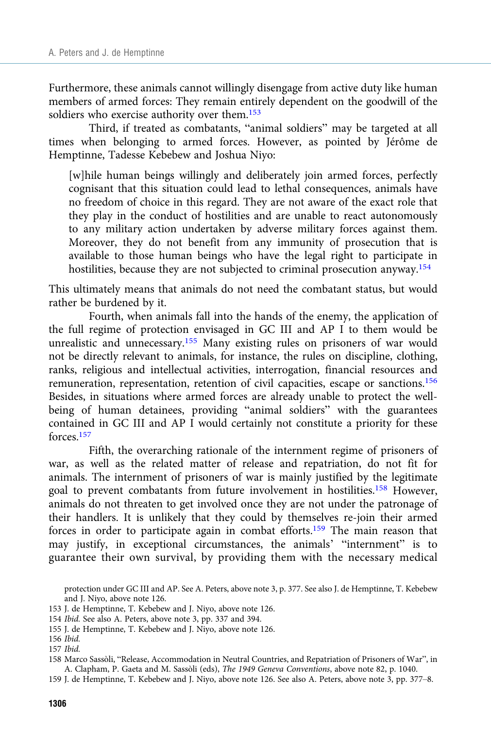Furthermore, these animals cannot willingly disengage from active duty like human members of armed forces: They remain entirely dependent on the goodwill of the soldiers who exercise authority over them.[153]

Third, if treated as combatants, "animal soldiers" may be targeted at all times when belonging to armed forces. However, as pointed by Jérôme de Hemptinne, Tadesse Kebebew and Joshua Niyo:

> [w]hile human beings willingly and deliberately join armed forces, perfectly cognisant that this situation could lead to lethal consequences, animals have no freedom of choice in this regard. They are not aware of the exact role that they play in the conduct of hostilities and are unable to react autonomously to any military action undertaken by adverse military forces against them. Moreover, they do not benefit from any immunity of prosecution that is available to those human beings who have the legal right to participate in hostilities, because they are not subjected to criminal prosecution anyway.[154]

This ultimately means that animals do not need the combatant status, but would rather be burdened by it.

Fourth, when animals fall into the hands of the enemy, the application of the full regime of protection envisaged in GC III and AP I to them would be unrealistic and unnecessary.[155] Many existing rules on prisoners of war would not be directly relevant to animals, for instance, the rules on discipline, clothing, ranks, religious and intellectual activities, interrogation, financial resources and remuneration, representation, retention of civil capacities, escape or sanctions.[156] Besides, in situations where armed forces are already unable to protect the well-being of human detainees, providing "animal soldiers" with the guarantees contained in GC III and AP I would certainly not constitute a priority for these forces.[157]

Fifth, the overarching rationale of the internment regime of prisoners of war, as well as the related matter of release and repatriation, do not fit for animals. The internment of prisoners of war is mainly justified by the legitimate goal to prevent combatants from future involvement in hostilities.[158] However, animals do not threaten to get involved once they are not under the patronage of their handlers. It is unlikely that they could by themselves re-join their armed forces in order to participate again in combat efforts.[159] The main reason that may justify, in exceptional circumstances, the animals' "internment" is to guarantee their own survival, by providing them with the necessary medical

protection under GC III and AP. See A. Peters, above note 3, p. 377. See also J. de Hemptinne, T. Kebebew and J. Niyo, above note 126.

153 J. de Hemptinne, T. Kebebew and J. Niyo, above note 126.

154 *Ibid.* See also A. Peters, above note 3, pp. 337 and 394.

155 J. de Hemptinne, T. Kebebew and J. Niyo, above note 126.

156 *Ibid.*

157 *Ibid.*

158 Marco Sassòli, "Release, Accommodation in Neutral Countries, and Repatriation of Prisoners of War", in A. Clapham, P. Gaeta and M. Sassòli (eds), *The 1949 Geneva Conventions*, above note 82, p. 1040.

159 J. de Hemptinne, T. Kebebew and J. Niyo, above note 126. See also A. Peters, above note 3, pp. 377–8.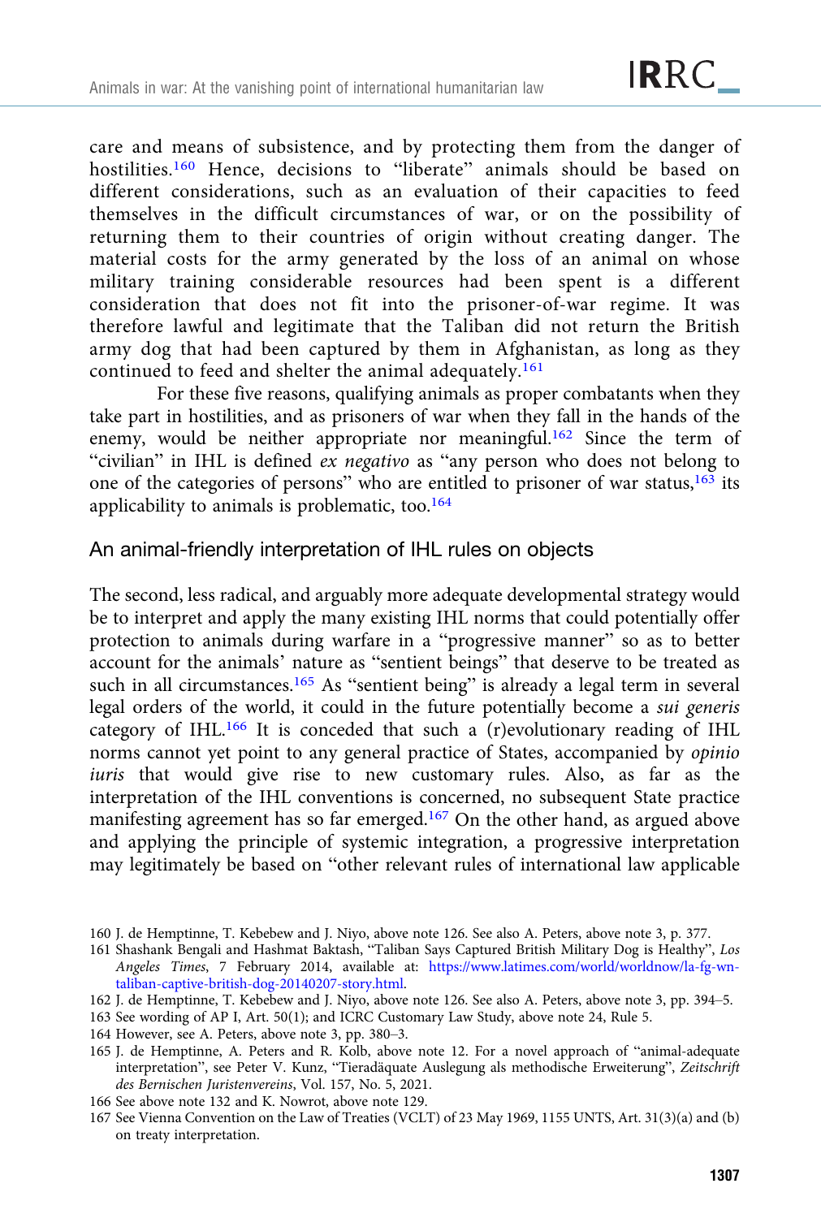care and means of subsistence, and by protecting them from the danger of hostilities.[160] Hence, decisions to "liberate" animals should be based on different considerations, such as an evaluation of their capacities to feed themselves in the difficult circumstances of war, or on the possibility of returning them to their countries of origin without creating danger. The material costs for the army generated by the loss of an animal on whose military training considerable resources had been spent is a different consideration that does not fit into the prisoner-of-war regime. It was therefore lawful and legitimate that the Taliban did not return the British army dog that had been captured by them in Afghanistan, as long as they continued to feed and shelter the animal adequately.[161]

For these five reasons, qualifying animals as proper combatants when they take part in hostilities, and as prisoners of war when they fall in the hands of the enemy, would be neither appropriate nor meaningful.[162] Since the term of "civilian" in IHL is defined *ex negativo* as "any person who does not belong to one of the categories of persons" who are entitled to prisoner of war status,[163] its applicability to animals is problematic, too.[164]

## An animal-friendly interpretation of IHL rules on objects

The second, less radical, and arguably more adequate developmental strategy would be to interpret and apply the many existing IHL norms that could potentially offer protection to animals during warfare in a "progressive manner" so as to better account for the animals' nature as "sentient beings" that deserve to be treated as such in all circumstances.[165] As "sentient being" is already a legal term in several legal orders of the world, it could in the future potentially become a *sui generis* category of IHL.[166] It is conceded that such a (r)evolutionary reading of IHL norms cannot yet point to any general practice of States, accompanied by *opinio iuris* that would give rise to new customary rules. Also, as far as the interpretation of the IHL conventions is concerned, no subsequent State practice manifesting agreement has so far emerged.[167] On the other hand, as argued above and applying the principle of systemic integration, a progressive interpretation may legitimately be based on "other relevant rules of international law applicable

160 J. de Hemptinne, T. Kebebew and J. Niyo, above note 126. See also A. Peters, above note 3, p. 377.

161 Shashank Bengali and Hashmat Baktash, "Taliban Says Captured British Military Dog is Healthy", *Los Angeles Times*, 7 February 2014, available at: https://www.latimes.com/world/worldnow/la-fg-wn-taliban-captive-british-dog-20140207-story.html.

162 J. de Hemptinne, T. Kebebew and J. Niyo, above note 126. See also A. Peters, above note 3, pp. 394–5.

163 See wording of AP I, Art. 50(1); and ICRC Customary Law Study, above note 24, Rule 5.

164 However, see A. Peters, above note 3, pp. 380–3.

165 J. de Hemptinne, A. Peters and R. Kolb, above note 12. For a novel approach of "animal-adequate interpretation", see Peter V. Kunz, "Tieradäquate Auslegung als methodische Erweiterung", *Zeitschrift des Bernischen Juristenvereins*, Vol. 157, No. 5, 2021.

166 See above note 132 and K. Nowrot, above note 129.

167 See Vienna Convention on the Law of Treaties (VCLT) of 23 May 1969, 1155 UNTS, Art. 31(3)(a) and (b) on treaty interpretation.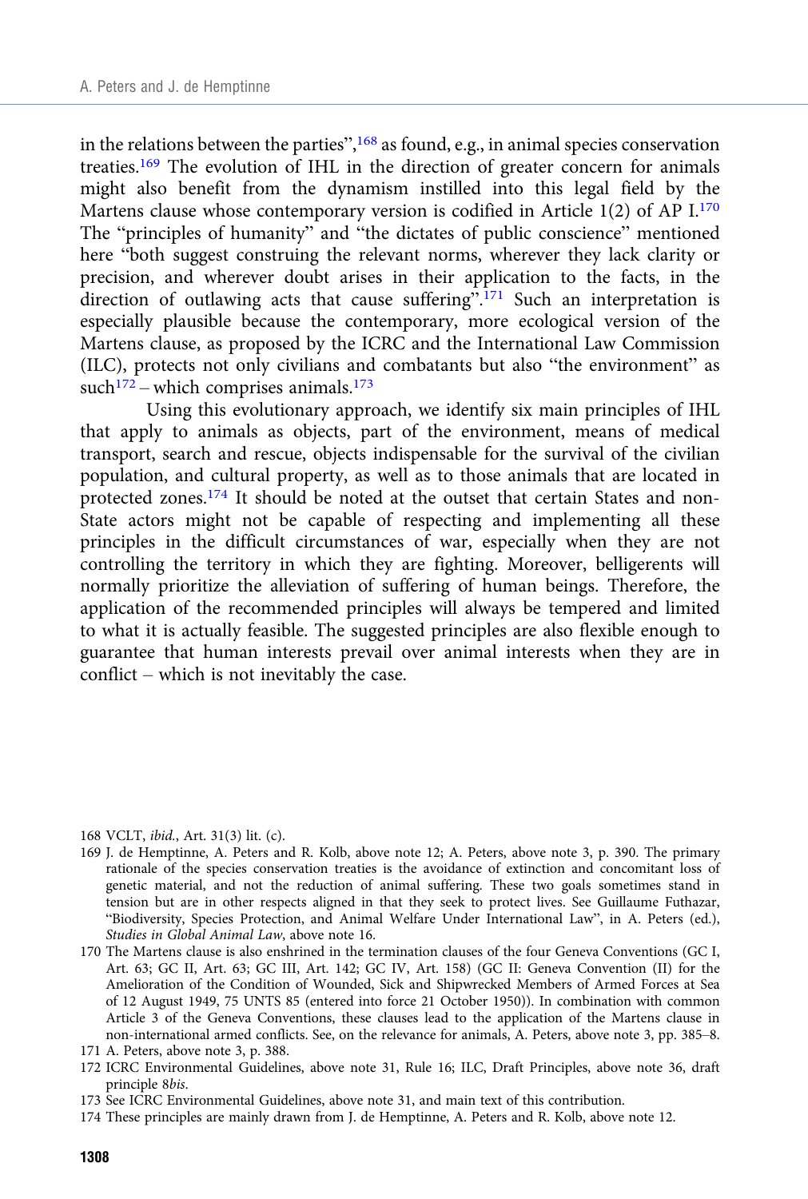in the relations between the parties",[168] as found, e.g., in animal species conservation treaties.[169] The evolution of IHL in the direction of greater concern for animals might also benefit from the dynamism instilled into this legal field by the Martens clause whose contemporary version is codified in Article 1(2) of AP I.[170] The "principles of humanity" and "the dictates of public conscience" mentioned here "both suggest construing the relevant norms, wherever they lack clarity or precision, and wherever doubt arises in their application to the facts, in the direction of outlawing acts that cause suffering".[171] Such an interpretation is especially plausible because the contemporary, more ecological version of the Martens clause, as proposed by the ICRC and the International Law Commission (ILC), protects not only civilians and combatants but also "the environment" as such[172] – which comprises animals.[173]

Using this evolutionary approach, we identify six main principles of IHL that apply to animals as objects, part of the environment, means of medical transport, search and rescue, objects indispensable for the survival of the civilian population, and cultural property, as well as to those animals that are located in protected zones.[174] It should be noted at the outset that certain States and non-State actors might not be capable of respecting and implementing all these principles in the difficult circumstances of war, especially when they are not controlling the territory in which they are fighting. Moreover, belligerents will normally prioritize the alleviation of suffering of human beings. Therefore, the application of the recommended principles will always be tempered and limited to what it is actually feasible. The suggested principles are also flexible enough to guarantee that human interests prevail over animal interests when they are in conflict – which is not inevitably the case.

168 VCLT, *ibid.*, Art. 31(3) lit. (c).

169 J. de Hemptinne, A. Peters and R. Kolb, above note 12; A. Peters, above note 3, p. 390. The primary rationale of the species conservation treaties is the avoidance of extinction and concomitant loss of genetic material, and not the reduction of animal suffering. These two goals sometimes stand in tension but are in other respects aligned in that they seek to protect lives. See Guillaume Futhazar, "Biodiversity, Species Protection, and Animal Welfare Under International Law", in A. Peters (ed.), *Studies in Global Animal Law*, above note 16.

170 The Martens clause is also enshrined in the termination clauses of the four Geneva Conventions (GC I, Art. 63; GC II, Art. 63; GC III, Art. 142; GC IV, Art. 158) (GC II: Geneva Convention (II) for the Amelioration of the Condition of Wounded, Sick and Shipwrecked Members of Armed Forces at Sea of 12 August 1949, 75 UNTS 85 (entered into force 21 October 1950)). In combination with common Article 3 of the Geneva Conventions, these clauses lead to the application of the Martens clause in non-international armed conflicts. See, on the relevance for animals, A. Peters, above note 3, pp. 385–8.

171 A. Peters, above note 3, p. 388.

172 ICRC Environmental Guidelines, above note 31, Rule 16; ILC, Draft Principles, above note 36, draft principle 8*bis*.

173 See ICRC Environmental Guidelines, above note 31, and main text of this contribution.

174 These principles are mainly drawn from J. de Hemptinne, A. Peters and R. Kolb, above note 12.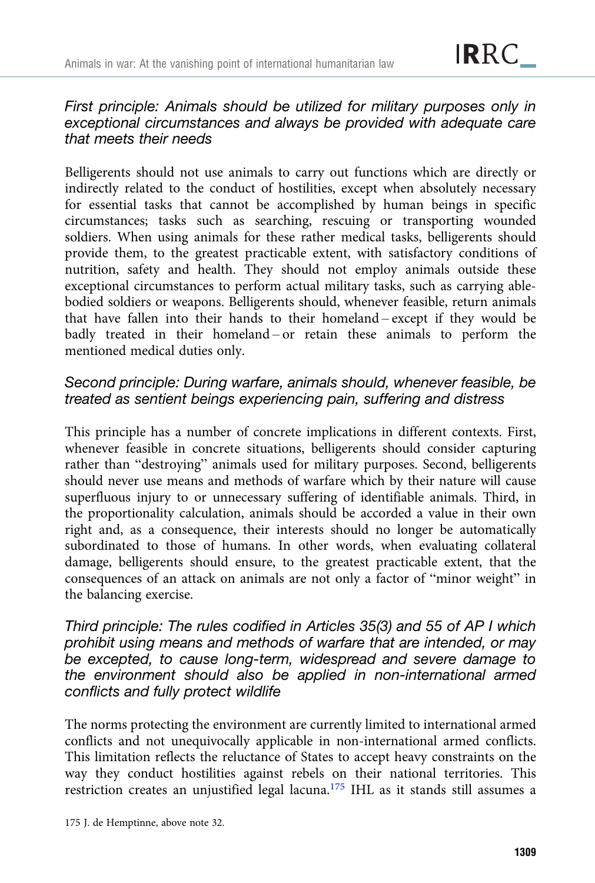### *First principle: Animals should be utilized for military purposes only in exceptional circumstances and always be provided with adequate care that meets their needs*

Belligerents should not use animals to carry out functions which are directly or indirectly related to the conduct of hostilities, except when absolutely necessary for essential tasks that cannot be accomplished by human beings in specific circumstances; tasks such as searching, rescuing or transporting wounded soldiers. When using animals for these rather medical tasks, belligerents should provide them, to the greatest practicable extent, with satisfactory conditions of nutrition, safety and health. They should not employ animals outside these exceptional circumstances to perform actual military tasks, such as carrying able-bodied soldiers or weapons. Belligerents should, whenever feasible, return animals that have fallen into their hands to their homeland – except if they would be badly treated in their homeland – or retain these animals to perform the mentioned medical duties only.

### *Second principle: During warfare, animals should, whenever feasible, be treated as sentient beings experiencing pain, suffering and distress*

This principle has a number of concrete implications in different contexts. First, whenever feasible in concrete situations, belligerents should consider capturing rather than "destroying" animals used for military purposes. Second, belligerents should never use means and methods of warfare which by their nature will cause superfluous injury to or unnecessary suffering of identifiable animals. Third, in the proportionality calculation, animals should be accorded a value in their own right and, as a consequence, their interests should no longer be automatically subordinated to those of humans. In other words, when evaluating collateral damage, belligerents should ensure, to the greatest practicable extent, that the consequences of an attack on animals are not only a factor of "minor weight" in the balancing exercise.

### *Third principle: The rules codified in Articles 35(3) and 55 of AP I which prohibit using means and methods of warfare that are intended, or may be excepted, to cause long-term, widespread and severe damage to the environment should also be applied in non-international armed conflicts and fully protect wildlife*

The norms protecting the environment are currently limited to international armed conflicts and not unequivocally applicable in non-international armed conflicts. This limitation reflects the reluctance of States to accept heavy constraints on the way they conduct hostilities against rebels on their national territories. This restriction creates an unjustified legal lacuna.[175] IHL as it stands still assumes a

175 J. de Hemptinne, above note 32.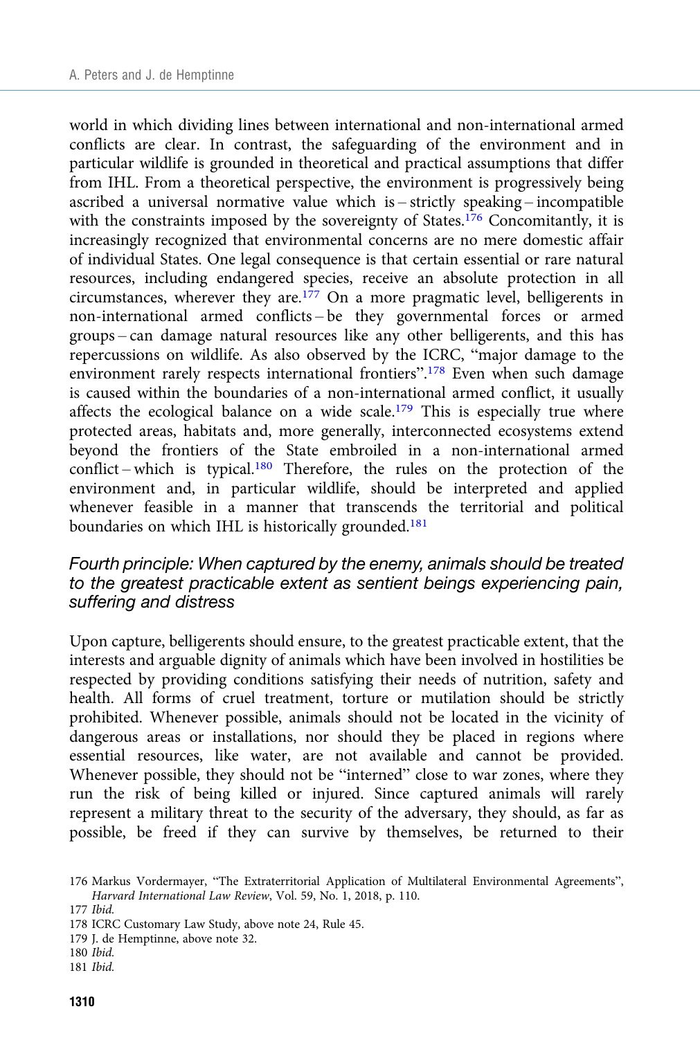world in which dividing lines between international and non-international armed conflicts are clear. In contrast, the safeguarding of the environment and in particular wildlife is grounded in theoretical and practical assumptions that differ from IHL. From a theoretical perspective, the environment is progressively being ascribed a universal normative value which is – strictly speaking – incompatible with the constraints imposed by the sovereignty of States.[176] Concomitantly, it is increasingly recognized that environmental concerns are no mere domestic affair of individual States. One legal consequence is that certain essential or rare natural resources, including endangered species, receive an absolute protection in all circumstances, wherever they are.[177] On a more pragmatic level, belligerents in non-international armed conflicts – be they governmental forces or armed groups – can damage natural resources like any other belligerents, and this has repercussions on wildlife. As also observed by the ICRC, "major damage to the environment rarely respects international frontiers".[178] Even when such damage is caused within the boundaries of a non-international armed conflict, it usually affects the ecological balance on a wide scale.[179] This is especially true where protected areas, habitats and, more generally, interconnected ecosystems extend beyond the frontiers of the State embroiled in a non-international armed conflict – which is typical.[180] Therefore, the rules on the protection of the environment and, in particular wildlife, should be interpreted and applied whenever feasible in a manner that transcends the territorial and political boundaries on which IHL is historically grounded.[181]

### *Fourth principle: When captured by the enemy, animals should be treated to the greatest practicable extent as sentient beings experiencing pain, suffering and distress*

Upon capture, belligerents should ensure, to the greatest practicable extent, that the interests and arguable dignity of animals which have been involved in hostilities be respected by providing conditions satisfying their needs of nutrition, safety and health. All forms of cruel treatment, torture or mutilation should be strictly prohibited. Whenever possible, animals should not be located in the vicinity of dangerous areas or installations, nor should they be placed in regions where essential resources, like water, are not available and cannot be provided. Whenever possible, they should not be "interned" close to war zones, where they run the risk of being killed or injured. Since captured animals will rarely represent a military threat to the security of the adversary, they should, as far as possible, be freed if they can survive by themselves, be returned to their

176 Markus Vordermayer, "The Extraterritorial Application of Multilateral Environmental Agreements", *Harvard International Law Review*, Vol. 59, No. 1, 2018, p. 110.

177 *Ibid.*

178 ICRC Customary Law Study, above note 24, Rule 45.

179 J. de Hemptinne, above note 32.

180 *Ibid.*

181 *Ibid.*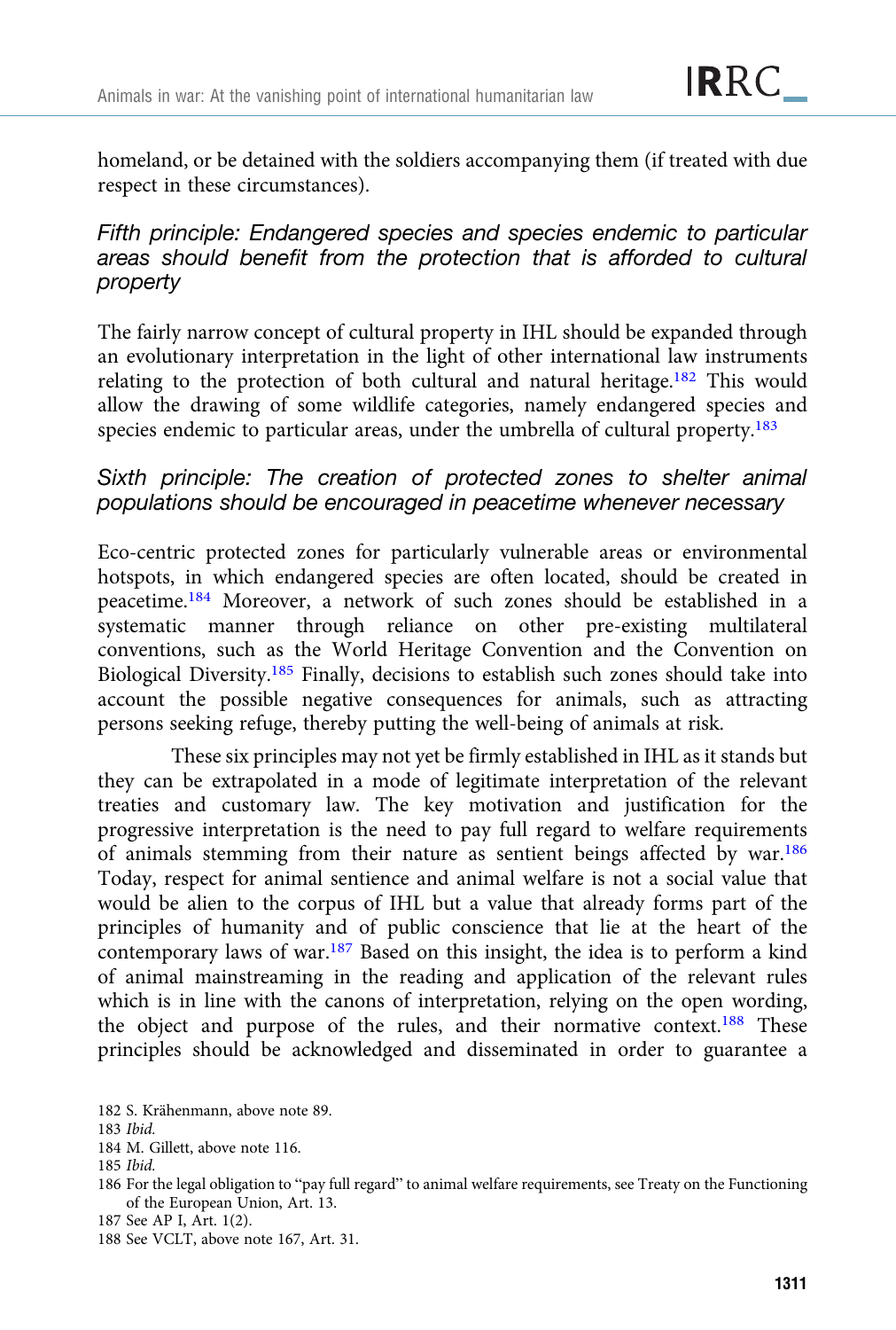homeland, or be detained with the soldiers accompanying them (if treated with due respect in these circumstances).

### *Fifth principle: Endangered species and species endemic to particular areas should benefit from the protection that is afforded to cultural property*

The fairly narrow concept of cultural property in IHL should be expanded through an evolutionary interpretation in the light of other international law instruments relating to the protection of both cultural and natural heritage.[182] This would allow the drawing of some wildlife categories, namely endangered species and species endemic to particular areas, under the umbrella of cultural property.[183]

### *Sixth principle: The creation of protected zones to shelter animal populations should be encouraged in peacetime whenever necessary*

Eco-centric protected zones for particularly vulnerable areas or environmental hotspots, in which endangered species are often located, should be created in peacetime.[184] Moreover, a network of such zones should be established in a systematic manner through reliance on other pre-existing multilateral conventions, such as the World Heritage Convention and the Convention on Biological Diversity.[185] Finally, decisions to establish such zones should take into account the possible negative consequences for animals, such as attracting persons seeking refuge, thereby putting the well-being of animals at risk.

These six principles may not yet be firmly established in IHL as it stands but they can be extrapolated in a mode of legitimate interpretation of the relevant treaties and customary law. The key motivation and justification for the progressive interpretation is the need to pay full regard to welfare requirements of animals stemming from their nature as sentient beings affected by war.[186] Today, respect for animal sentience and animal welfare is not a social value that would be alien to the corpus of IHL but a value that already forms part of the principles of humanity and of public conscience that lie at the heart of the contemporary laws of war.[187] Based on this insight, the idea is to perform a kind of animal mainstreaming in the reading and application of the relevant rules which is in line with the canons of interpretation, relying on the open wording, the object and purpose of the rules, and their normative context.[188] These principles should be acknowledged and disseminated in order to guarantee a

182 S. Krähenmann, above note 89.

183 *Ibid.*

184 M. Gillett, above note 116.

185 *Ibid.*

186 For the legal obligation to "pay full regard" to animal welfare requirements, see Treaty on the Functioning of the European Union, Art. 13.

187 See AP I, Art. 1(2).

188 See VCLT, above note 167, Art. 31.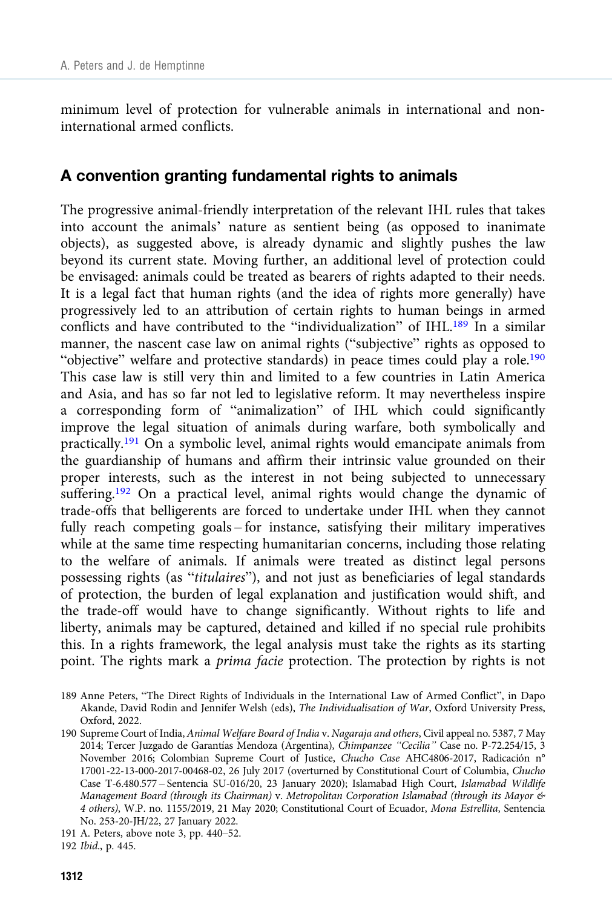minimum level of protection for vulnerable animals in international and non-international armed conflicts.

## A convention granting fundamental rights to animals

The progressive animal-friendly interpretation of the relevant IHL rules that takes into account the animals' nature as sentient being (as opposed to inanimate objects), as suggested above, is already dynamic and slightly pushes the law beyond its current state. Moving further, an additional level of protection could be envisaged: animals could be treated as bearers of rights adapted to their needs. It is a legal fact that human rights (and the idea of rights more generally) have progressively led to an attribution of certain rights to human beings in armed conflicts and have contributed to the "individualization" of IHL.[189] In a similar manner, the nascent case law on animal rights ("subjective" rights as opposed to "objective" welfare and protective standards) in peace times could play a role.[190] This case law is still very thin and limited to a few countries in Latin America and Asia, and has so far not led to legislative reform. It may nevertheless inspire a corresponding form of "animalization" of IHL which could significantly improve the legal situation of animals during warfare, both symbolically and practically.[191] On a symbolic level, animal rights would emancipate animals from the guardianship of humans and affirm their intrinsic value grounded on their proper interests, such as the interest in not being subjected to unnecessary suffering.[192] On a practical level, animal rights would change the dynamic of trade-offs that belligerents are forced to undertake under IHL when they cannot fully reach competing goals – for instance, satisfying their military imperatives while at the same time respecting humanitarian concerns, including those relating to the welfare of animals. If animals were treated as distinct legal persons possessing rights (as "*titulaires*"), and not just as beneficiaries of legal standards of protection, the burden of legal explanation and justification would shift, and the trade-off would have to change significantly. Without rights to life and liberty, animals may be captured, detained and killed if no special rule prohibits this. In a rights framework, the legal analysis must take the rights as its starting point. The rights mark a *prima facie* protection. The protection by rights is not

189 Anne Peters, "The Direct Rights of Individuals in the International Law of Armed Conflict", in Dapo Akande, David Rodin and Jennifer Welsh (eds), *The Individualisation of War*, Oxford University Press, Oxford, 2022.

190 Supreme Court of India, *Animal Welfare Board of India* v. *Nagaraja and others*, Civil appeal no. 5387, 7 May 2014; Tercer Juzgado de Garantías Mendoza (Argentina), *Chimpanzee "Cecilia"* Case no. P-72.254/15, 3 November 2016; Colombian Supreme Court of Justice, *Chucho Case* AHC4806-2017, Radicación n° 17001-22-13-000-2017-00468-02, 26 July 2017 (overturned by Constitutional Court of Columbia, *Chucho* Case T-6.480.577 – Sentencia SU-016/20, 23 January 2020); Islamabad High Court, *Islamabad Wildlife Management Board (through its Chairman)* v. *Metropolitan Corporation Islamabad (through its Mayor & 4 others)*, W.P. no. 1155/2019, 21 May 2020; Constitutional Court of Ecuador, *Mona Estrellita*, Sentencia No. 253-20-JH/22, 27 January 2022.

191 A. Peters, above note 3, pp. 440–52.

192 *Ibid.*, p. 445.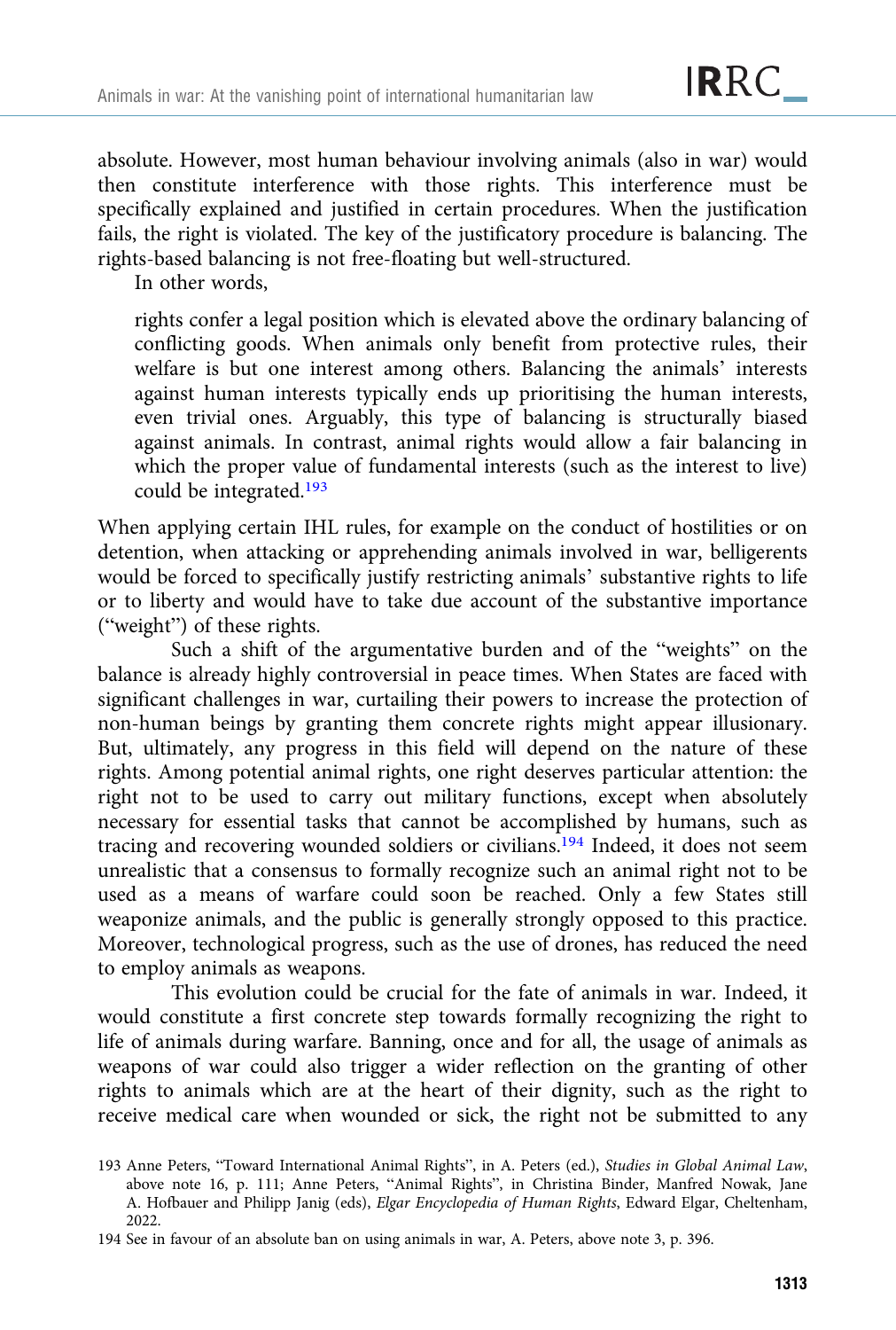absolute. However, most human behaviour involving animals (also in war) would then constitute interference with those rights. This interference must be specifically explained and justified in certain procedures. When the justification fails, the right is violated. The key of the justificatory procedure is balancing. The rights-based balancing is not free-floating but well-structured.

In other words,

> rights confer a legal position which is elevated above the ordinary balancing of conflicting goods. When animals only benefit from protective rules, their welfare is but one interest among others. Balancing the animals' interests against human interests typically ends up prioritising the human interests, even trivial ones. Arguably, this type of balancing is structurally biased against animals. In contrast, animal rights would allow a fair balancing in which the proper value of fundamental interests (such as the interest to live) could be integrated.[193]

When applying certain IHL rules, for example on the conduct of hostilities or on detention, when attacking or apprehending animals involved in war, belligerents would be forced to specifically justify restricting animals' substantive rights to life or to liberty and would have to take due account of the substantive importance ("weight") of these rights.

Such a shift of the argumentative burden and of the "weights" on the balance is already highly controversial in peace times. When States are faced with significant challenges in war, curtailing their powers to increase the protection of non-human beings by granting them concrete rights might appear illusionary. But, ultimately, any progress in this field will depend on the nature of these rights. Among potential animal rights, one right deserves particular attention: the right not to be used to carry out military functions, except when absolutely necessary for essential tasks that cannot be accomplished by humans, such as tracing and recovering wounded soldiers or civilians.[194] Indeed, it does not seem unrealistic that a consensus to formally recognize such an animal right not to be used as a means of warfare could soon be reached. Only a few States still weaponize animals, and the public is generally strongly opposed to this practice. Moreover, technological progress, such as the use of drones, has reduced the need to employ animals as weapons.

This evolution could be crucial for the fate of animals in war. Indeed, it would constitute a first concrete step towards formally recognizing the right to life of animals during warfare. Banning, once and for all, the usage of animals as weapons of war could also trigger a wider reflection on the granting of other rights to animals which are at the heart of their dignity, such as the right to receive medical care when wounded or sick, the right not be submitted to any

---

193 Anne Peters, "Toward International Animal Rights", in A. Peters (ed.), *Studies in Global Animal Law*, above note 16, p. 111; Anne Peters, "Animal Rights", in Christina Binder, Manfred Nowak, Jane A. Hofbauer and Philipp Janig (eds), *Elgar Encyclopedia of Human Rights*, Edward Elgar, Cheltenham, 2022.

194 See in favour of an absolute ban on using animals in war, A. Peters, above note 3, p. 396.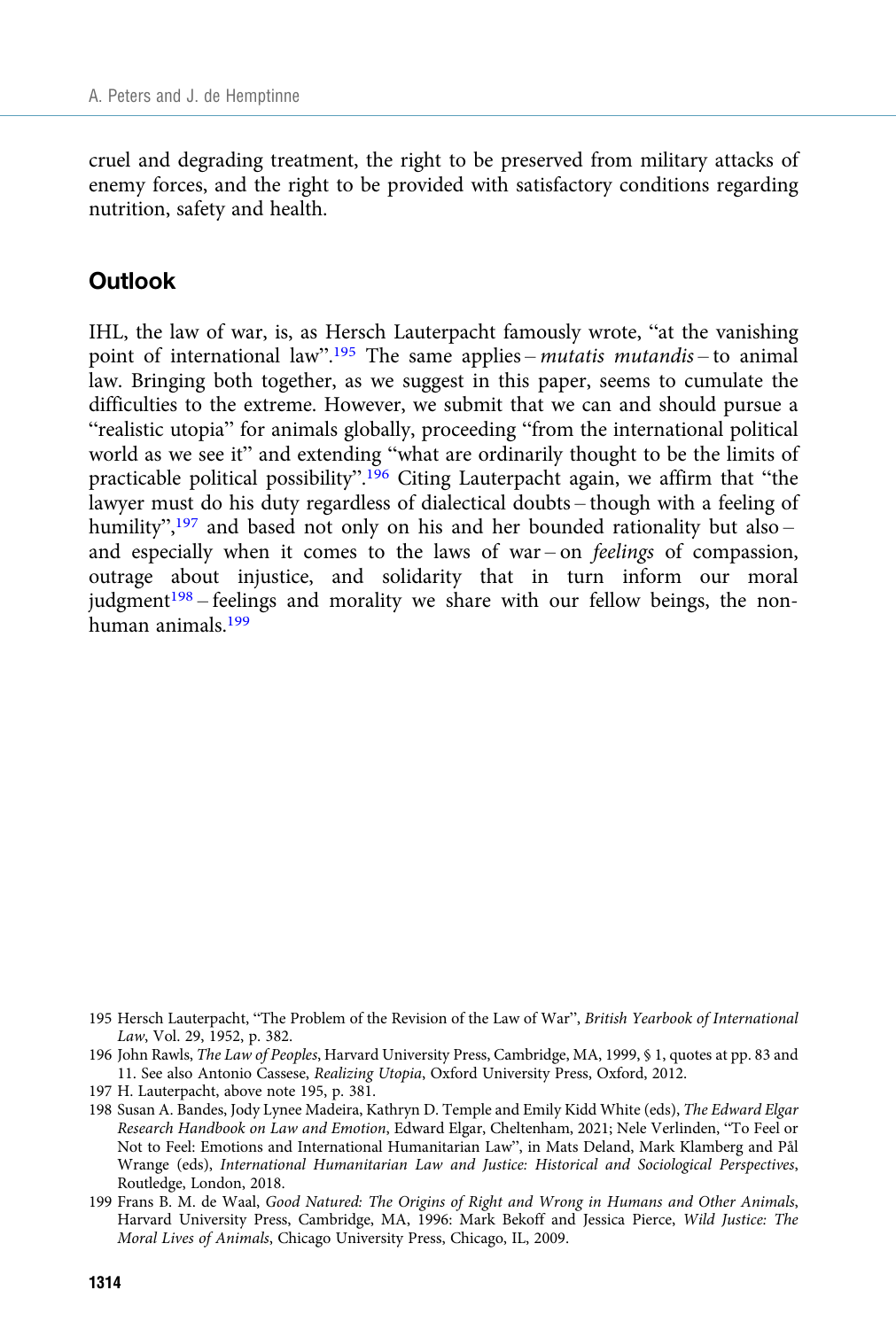cruel and degrading treatment, the right to be preserved from military attacks of enemy forces, and the right to be provided with satisfactory conditions regarding nutrition, safety and health.

## Outlook

IHL, the law of war, is, as Hersch Lauterpacht famously wrote, "at the vanishing point of international law".[195] The same applies – *mutatis mutandis* – to animal law. Bringing both together, as we suggest in this paper, seems to cumulate the difficulties to the extreme. However, we submit that we can and should pursue a "realistic utopia" for animals globally, proceeding "from the international political world as we see it" and extending "what are ordinarily thought to be the limits of practicable political possibility".[196] Citing Lauterpacht again, we affirm that "the lawyer must do his duty regardless of dialectical doubts – though with a feeling of humility",[197] and based not only on his and her bounded rationality but also – and especially when it comes to the laws of war – on *feelings* of compassion, outrage about injustice, and solidarity that in turn inform our moral judgment[198] – feelings and morality we share with our fellow beings, the non-human animals.[199]

195 Hersch Lauterpacht, "The Problem of the Revision of the Law of War", *British Yearbook of International Law*, Vol. 29, 1952, p. 382.

196 John Rawls, *The Law of Peoples*, Harvard University Press, Cambridge, MA, 1999, § 1, quotes at pp. 83 and 11. See also Antonio Cassese, *Realizing Utopia*, Oxford University Press, Oxford, 2012.

197 H. Lauterpacht, above note 195, p. 381.

198 Susan A. Bandes, Jody Lynee Madeira, Kathryn D. Temple and Emily Kidd White (eds), *The Edward Elgar Research Handbook on Law and Emotion*, Edward Elgar, Cheltenham, 2021; Nele Verlinden, "To Feel or Not to Feel: Emotions and International Humanitarian Law", in Mats Deland, Mark Klamberg and Pål Wrange (eds), *International Humanitarian Law and Justice: Historical and Sociological Perspectives*, Routledge, London, 2018.

199 Frans B. M. de Waal, *Good Natured: The Origins of Right and Wrong in Humans and Other Animals*, Harvard University Press, Cambridge, MA, 1996: Mark Bekoff and Jessica Pierce, *Wild Justice: The Moral Lives of Animals*, Chicago University Press, Chicago, IL, 2009.